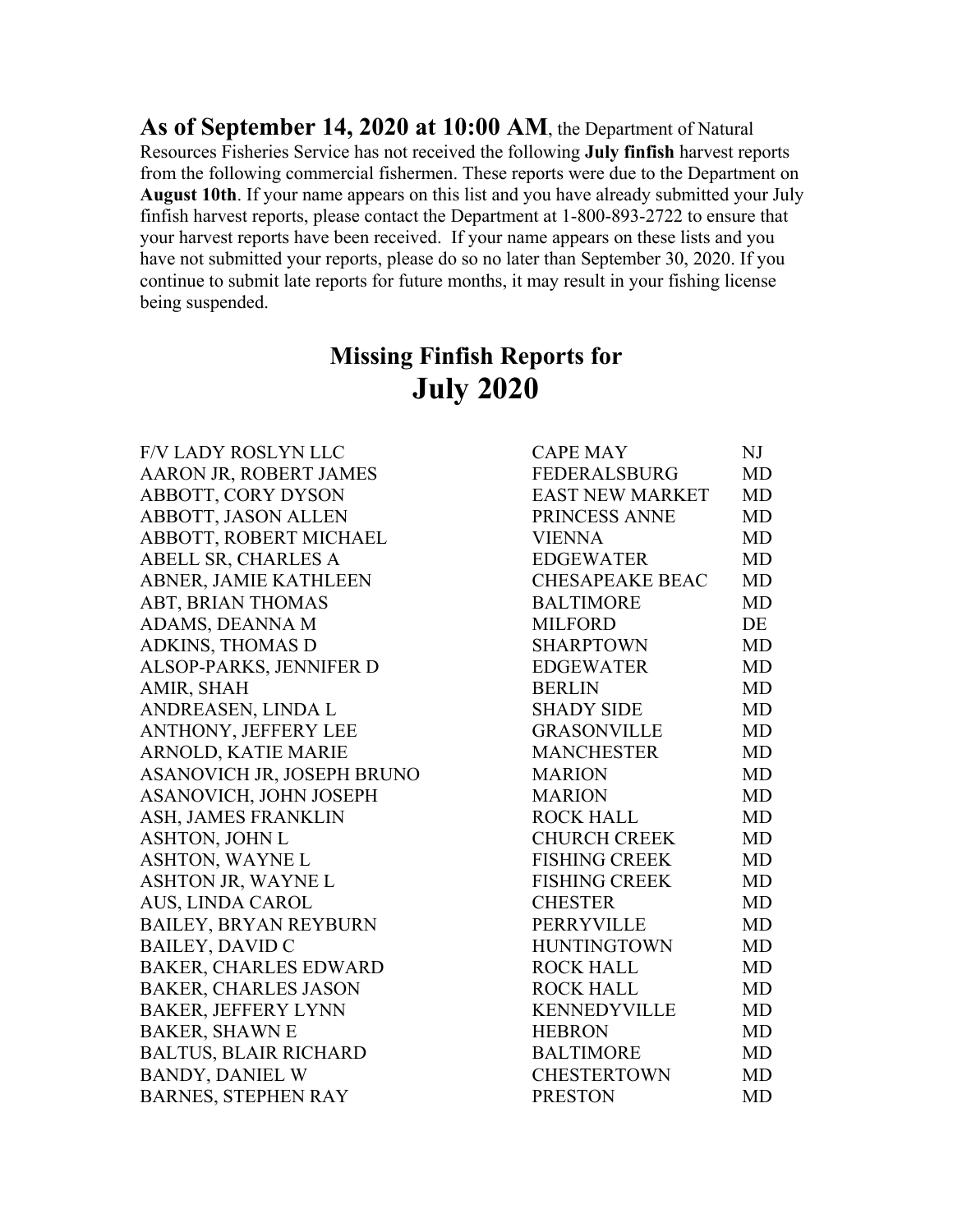**As of September 14, 2020 at 10:00 AM**, the Department of Natural Resources Fisheries Service has not received the following **July finfish** harvest reports from the following commercial fishermen. These reports were due to the Department on **August 10th**. If your name appears on this list and you have already submitted your July finfish harvest reports, please contact the Department at 1-800-893-2722 to ensure that your harvest reports have been received. If your name appears on these lists and you have not submitted your reports, please do so no later than September 30, 2020. If you continue to submit late reports for future months, it may result in your fishing license being suspended.

## Missing Finfish Reports for

# July 2020

| | | |
|---|---|---|
| F/V LADY ROSLYN LLC | CAPE MAY | NJ |
| AARON JR, ROBERT JAMES | FEDERALSBURG | MD |
| ABBOTT, CORY DYSON | EAST NEW MARKET | MD |
| ABBOTT, JASON ALLEN | PRINCESS ANNE | MD |
| ABBOTT, ROBERT MICHAEL | VIENNA | MD |
| ABELL SR, CHARLES A | EDGEWATER | MD |
| ABNER, JAMIE KATHLEEN | CHESAPEAKE BEAC | MD |
| ABT, BRIAN THOMAS | BALTIMORE | MD |
| ADAMS, DEANNA M | MILFORD | DE |
| ADKINS, THOMAS D | SHARPTOWN | MD |
| ALSOP-PARKS, JENNIFER D | EDGEWATER | MD |
| AMIR, SHAH | BERLIN | MD |
| ANDREASEN, LINDA L | SHADY SIDE | MD |
| ANTHONY, JEFFERY LEE | GRASONVILLE | MD |
| ARNOLD, KATIE MARIE | MANCHESTER | MD |
| ASANOVICH JR, JOSEPH BRUNO | MARION | MD |
| ASANOVICH, JOHN JOSEPH | MARION | MD |
| ASH, JAMES FRANKLIN | ROCK HALL | MD |
| ASHTON, JOHN L | CHURCH CREEK | MD |
| ASHTON, WAYNE L | FISHING CREEK | MD |
| ASHTON JR, WAYNE L | FISHING CREEK | MD |
| AUS, LINDA CAROL | CHESTER | MD |
| BAILEY, BRYAN REYBURN | PERRYVILLE | MD |
| BAILEY, DAVID C | HUNTINGTOWN | MD |
| BAKER, CHARLES EDWARD | ROCK HALL | MD |
| BAKER, CHARLES JASON | ROCK HALL | MD |
| BAKER, JEFFERY LYNN | KENNEDYVILLE | MD |
| BAKER, SHAWN E | HEBRON | MD |
| BALTUS, BLAIR RICHARD | BALTIMORE | MD |
| BANDY, DANIEL W | CHESTERTOWN | MD |
| BARNES, STEPHEN RAY | PRESTON | MD |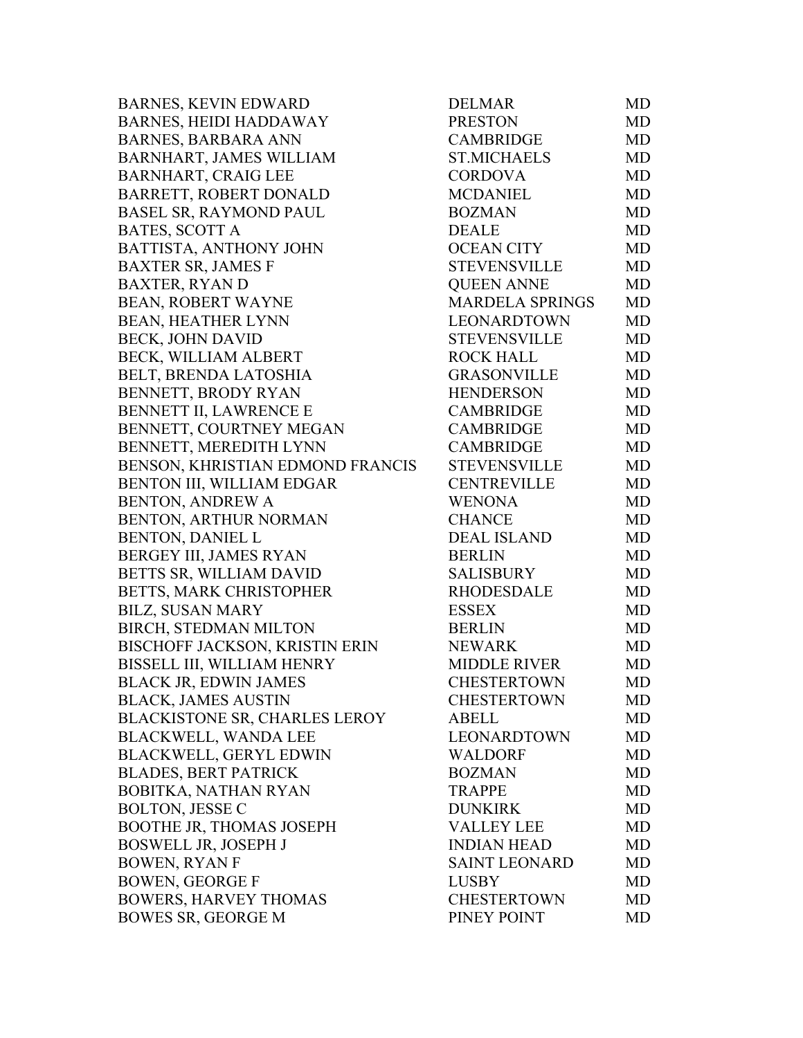| | | |
|---|---|---|
| BARNES, KEVIN EDWARD | DELMAR | MD |
| BARNES, HEIDI HADDAWAY | PRESTON | MD |
| BARNES, BARBARA ANN | CAMBRIDGE | MD |
| BARNHART, JAMES WILLIAM | ST.MICHAELS | MD |
| BARNHART, CRAIG LEE | CORDOVA | MD |
| BARRETT, ROBERT DONALD | MCDANIEL | MD |
| BASEL SR, RAYMOND PAUL | BOZMAN | MD |
| BATES, SCOTT A | DEALE | MD |
| BATTISTA, ANTHONY JOHN | OCEAN CITY | MD |
| BAXTER SR, JAMES F | STEVENSVILLE | MD |
| BAXTER, RYAN D | QUEEN ANNE | MD |
| BEAN, ROBERT WAYNE | MARDELA SPRINGS | MD |
| BEAN, HEATHER LYNN | LEONARDTOWN | MD |
| BECK, JOHN DAVID | STEVENSVILLE | MD |
| BECK, WILLIAM ALBERT | ROCK HALL | MD |
| BELT, BRENDA LATOSHIA | GRASONVILLE | MD |
| BENNETT, BRODY RYAN | HENDERSON | MD |
| BENNETT II, LAWRENCE E | CAMBRIDGE | MD |
| BENNETT, COURTNEY MEGAN | CAMBRIDGE | MD |
| BENNETT, MEREDITH LYNN | CAMBRIDGE | MD |
| BENSON, KHRISTIAN EDMOND FRANCIS | STEVENSVILLE | MD |
| BENTON III, WILLIAM EDGAR | CENTREVILLE | MD |
| BENTON, ANDREW A | WENONA | MD |
| BENTON, ARTHUR NORMAN | CHANCE | MD |
| BENTON, DANIEL L | DEAL ISLAND | MD |
| BERGEY III, JAMES RYAN | BERLIN | MD |
| BETTS SR, WILLIAM DAVID | SALISBURY | MD |
| BETTS, MARK CHRISTOPHER | RHODESDALE | MD |
| BILZ, SUSAN MARY | ESSEX | MD |
| BIRCH, STEDMAN MILTON | BERLIN | MD |
| BISCHOFF JACKSON, KRISTIN ERIN | NEWARK | MD |
| BISSELL III, WILLIAM HENRY | MIDDLE RIVER | MD |
| BLACK JR, EDWIN JAMES | CHESTERTOWN | MD |
| BLACK, JAMES AUSTIN | CHESTERTOWN | MD |
| BLACKISTONE SR, CHARLES LEROY | ABELL | MD |
| BLACKWELL, WANDA LEE | LEONARDTOWN | MD |
| BLACKWELL, GERYL EDWIN | WALDORF | MD |
| BLADES, BERT PATRICK | BOZMAN | MD |
| BOBITKA, NATHAN RYAN | TRAPPE | MD |
| BOLTON, JESSE C | DUNKIRK | MD |
| BOOTHE JR, THOMAS JOSEPH | VALLEY LEE | MD |
| BOSWELL JR, JOSEPH J | INDIAN HEAD | MD |
| BOWEN, RYAN F | SAINT LEONARD | MD |
| BOWEN, GEORGE F | LUSBY | MD |
| BOWERS, HARVEY THOMAS | CHESTERTOWN | MD |
| BOWES SR, GEORGE M | PINEY POINT | MD |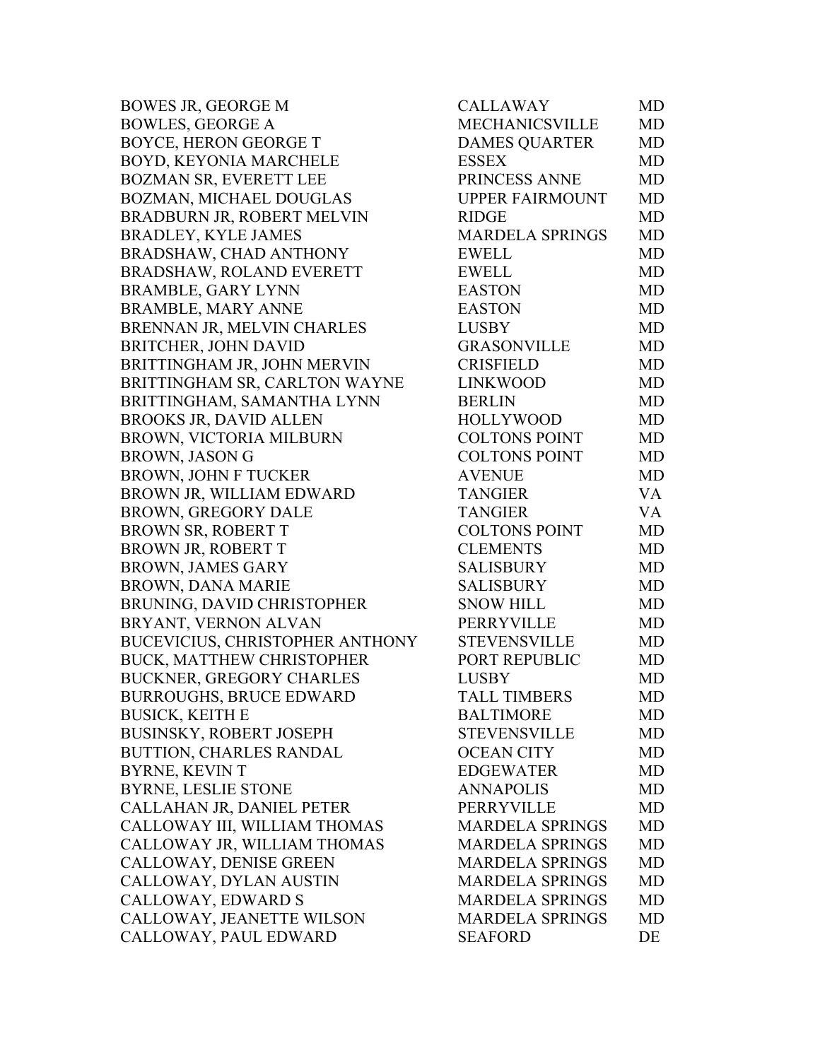| | | |
|---|---|---|
| BOWES JR, GEORGE M | CALLAWAY | MD |
| BOWLES, GEORGE A | MECHANICSVILLE | MD |
| BOYCE, HERON GEORGE T | DAMES QUARTER | MD |
| BOYD, KEYONIA MARCHELE | ESSEX | MD |
| BOZMAN SR, EVERETT LEE | PRINCESS ANNE | MD |
| BOZMAN, MICHAEL DOUGLAS | UPPER FAIRMOUNT | MD |
| BRADBURN JR, ROBERT MELVIN | RIDGE | MD |
| BRADLEY, KYLE JAMES | MARDELA SPRINGS | MD |
| BRADSHAW, CHAD ANTHONY | EWELL | MD |
| BRADSHAW, ROLAND EVERETT | EWELL | MD |
| BRAMBLE, GARY LYNN | EASTON | MD |
| BRAMBLE, MARY ANNE | EASTON | MD |
| BRENNAN JR, MELVIN CHARLES | LUSBY | MD |
| BRITCHER, JOHN DAVID | GRASONVILLE | MD |
| BRITTINGHAM JR, JOHN MERVIN | CRISFIELD | MD |
| BRITTINGHAM SR, CARLTON WAYNE | LINKWOOD | MD |
| BRITTINGHAM, SAMANTHA LYNN | BERLIN | MD |
| BROOKS JR, DAVID ALLEN | HOLLYWOOD | MD |
| BROWN, VICTORIA MILBURN | COLTONS POINT | MD |
| BROWN, JASON G | COLTONS POINT | MD |
| BROWN, JOHN F TUCKER | AVENUE | MD |
| BROWN JR, WILLIAM EDWARD | TANGIER | VA |
| BROWN, GREGORY DALE | TANGIER | VA |
| BROWN SR, ROBERT T | COLTONS POINT | MD |
| BROWN JR, ROBERT T | CLEMENTS | MD |
| BROWN, JAMES GARY | SALISBURY | MD |
| BROWN, DANA MARIE | SALISBURY | MD |
| BRUNING, DAVID CHRISTOPHER | SNOW HILL | MD |
| BRYANT, VERNON ALVAN | PERRYVILLE | MD |
| BUCEVICIUS, CHRISTOPHER ANTHONY | STEVENSVILLE | MD |
| BUCK, MATTHEW CHRISTOPHER | PORT REPUBLIC | MD |
| BUCKNER, GREGORY CHARLES | LUSBY | MD |
| BURROUGHS, BRUCE EDWARD | TALL TIMBERS | MD |
| BUSICK, KEITH E | BALTIMORE | MD |
| BUSINSKY, ROBERT JOSEPH | STEVENSVILLE | MD |
| BUTTION, CHARLES RANDAL | OCEAN CITY | MD |
| BYRNE, KEVIN T | EDGEWATER | MD |
| BYRNE, LESLIE STONE | ANNAPOLIS | MD |
| CALLAHAN JR, DANIEL PETER | PERRYVILLE | MD |
| CALLOWAY III, WILLIAM THOMAS | MARDELA SPRINGS | MD |
| CALLOWAY JR, WILLIAM THOMAS | MARDELA SPRINGS | MD |
| CALLOWAY, DENISE GREEN | MARDELA SPRINGS | MD |
| CALLOWAY, DYLAN AUSTIN | MARDELA SPRINGS | MD |
| CALLOWAY, EDWARD S | MARDELA SPRINGS | MD |
| CALLOWAY, JEANETTE WILSON | MARDELA SPRINGS | MD |
| CALLOWAY, PAUL EDWARD | SEAFORD | DE |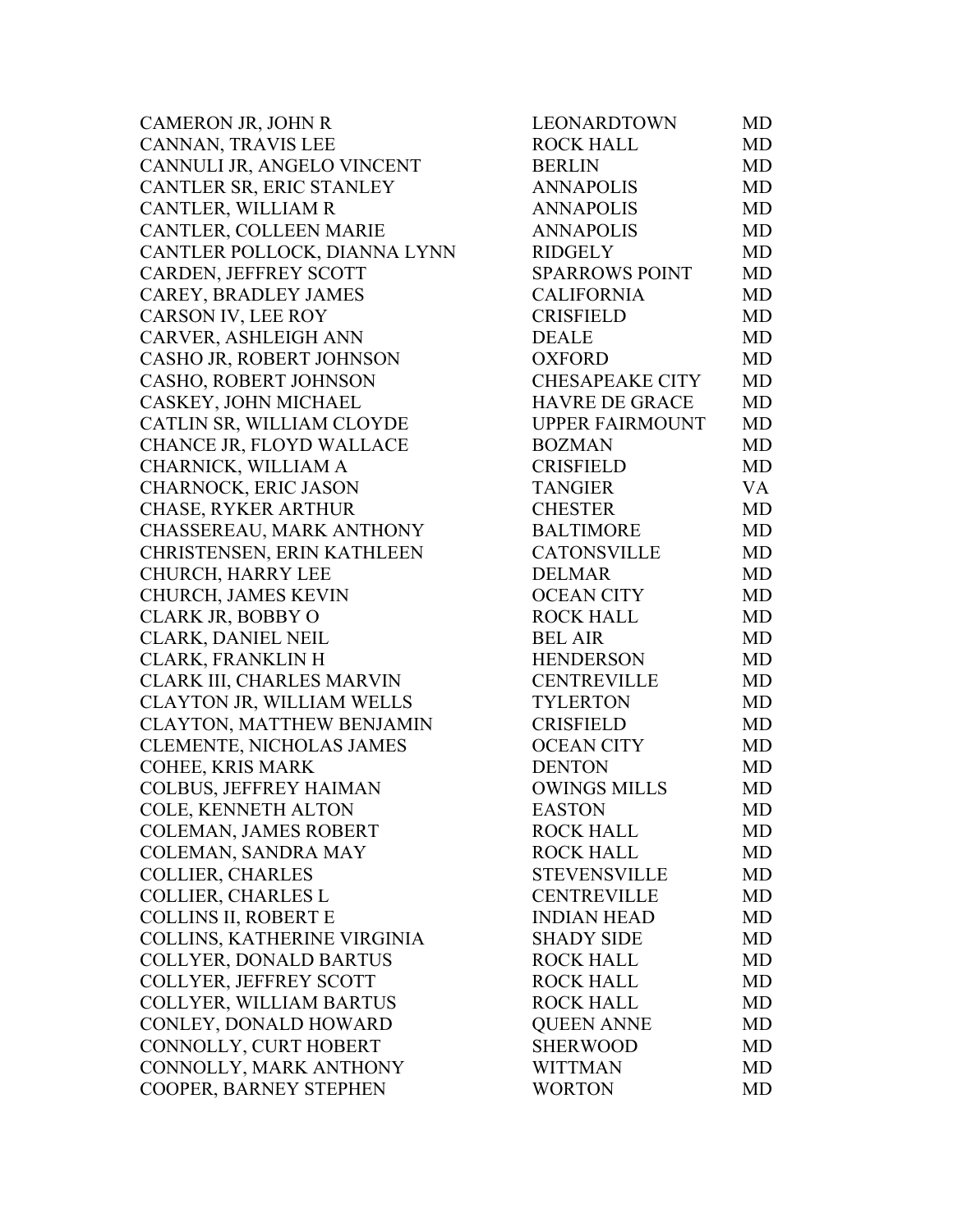| | | |
|---|---|---|
| CAMERON JR, JOHN R | LEONARDTOWN | MD |
| CANNAN, TRAVIS LEE | ROCK HALL | MD |
| CANNULI JR, ANGELO VINCENT | BERLIN | MD |
| CANTLER SR, ERIC STANLEY | ANNAPOLIS | MD |
| CANTLER, WILLIAM R | ANNAPOLIS | MD |
| CANTLER, COLLEEN MARIE | ANNAPOLIS | MD |
| CANTLER POLLOCK, DIANNA LYNN | RIDGELY | MD |
| CARDEN, JEFFREY SCOTT | SPARROWS POINT | MD |
| CAREY, BRADLEY JAMES | CALIFORNIA | MD |
| CARSON IV, LEE ROY | CRISFIELD | MD |
| CARVER, ASHLEIGH ANN | DEALE | MD |
| CASHO JR, ROBERT JOHNSON | OXFORD | MD |
| CASHO, ROBERT JOHNSON | CHESAPEAKE CITY | MD |
| CASKEY, JOHN MICHAEL | HAVRE DE GRACE | MD |
| CATLIN SR, WILLIAM CLOYDE | UPPER FAIRMOUNT | MD |
| CHANCE JR, FLOYD WALLACE | BOZMAN | MD |
| CHARNICK, WILLIAM A | CRISFIELD | MD |
| CHARNOCK, ERIC JASON | TANGIER | VA |
| CHASE, RYKER ARTHUR | CHESTER | MD |
| CHASSEREAU, MARK ANTHONY | BALTIMORE | MD |
| CHRISTENSEN, ERIN KATHLEEN | CATONSVILLE | MD |
| CHURCH, HARRY LEE | DELMAR | MD |
| CHURCH, JAMES KEVIN | OCEAN CITY | MD |
| CLARK JR, BOBBY O | ROCK HALL | MD |
| CLARK, DANIEL NEIL | BEL AIR | MD |
| CLARK, FRANKLIN H | HENDERSON | MD |
| CLARK III, CHARLES MARVIN | CENTREVILLE | MD |
| CLAYTON JR, WILLIAM WELLS | TYLERTON | MD |
| CLAYTON, MATTHEW BENJAMIN | CRISFIELD | MD |
| CLEMENTE, NICHOLAS JAMES | OCEAN CITY | MD |
| COHEE, KRIS MARK | DENTON | MD |
| COLBUS, JEFFREY HAIMAN | OWINGS MILLS | MD |
| COLE, KENNETH ALTON | EASTON | MD |
| COLEMAN, JAMES ROBERT | ROCK HALL | MD |
| COLEMAN, SANDRA MAY | ROCK HALL | MD |
| COLLIER, CHARLES | STEVENSVILLE | MD |
| COLLIER, CHARLES L | CENTREVILLE | MD |
| COLLINS II, ROBERT E | INDIAN HEAD | MD |
| COLLINS, KATHERINE VIRGINIA | SHADY SIDE | MD |
| COLLYER, DONALD BARTUS | ROCK HALL | MD |
| COLLYER, JEFFREY SCOTT | ROCK HALL | MD |
| COLLYER, WILLIAM BARTUS | ROCK HALL | MD |
| CONLEY, DONALD HOWARD | QUEEN ANNE | MD |
| CONNOLLY, CURT HOBERT | SHERWOOD | MD |
| CONNOLLY, MARK ANTHONY | WITTMAN | MD |
| COOPER, BARNEY STEPHEN | WORTON | MD |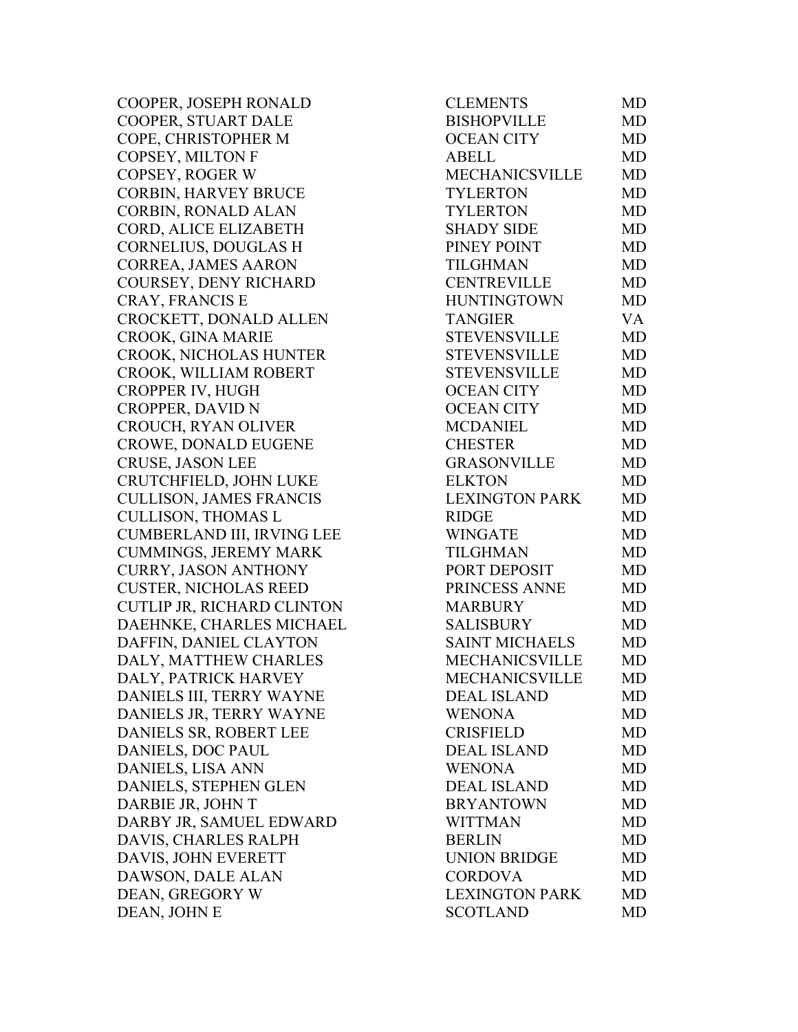| | | |
|---|---|---|
| COOPER, JOSEPH RONALD | CLEMENTS | MD |
| COOPER, STUART DALE | BISHOPVILLE | MD |
| COPE, CHRISTOPHER M | OCEAN CITY | MD |
| COPSEY, MILTON F | ABELL | MD |
| COPSEY, ROGER W | MECHANICSVILLE | MD |
| CORBIN, HARVEY BRUCE | TYLERTON | MD |
| CORBIN, RONALD ALAN | TYLERTON | MD |
| CORD, ALICE ELIZABETH | SHADY SIDE | MD |
| CORNELIUS, DOUGLAS H | PINEY POINT | MD |
| CORREA, JAMES AARON | TILGHMAN | MD |
| COURSEY, DENY RICHARD | CENTREVILLE | MD |
| CRAY, FRANCIS E | HUNTINGTOWN | MD |
| CROCKETT, DONALD ALLEN | TANGIER | VA |
| CROOK, GINA MARIE | STEVENSVILLE | MD |
| CROOK, NICHOLAS HUNTER | STEVENSVILLE | MD |
| CROOK, WILLIAM ROBERT | STEVENSVILLE | MD |
| CROPPER IV, HUGH | OCEAN CITY | MD |
| CROPPER, DAVID N | OCEAN CITY | MD |
| CROUCH, RYAN OLIVER | MCDANIEL | MD |
| CROWE, DONALD EUGENE | CHESTER | MD |
| CRUSE, JASON LEE | GRASONVILLE | MD |
| CRUTCHFIELD, JOHN LUKE | ELKTON | MD |
| CULLISON, JAMES FRANCIS | LEXINGTON PARK | MD |
| CULLISON, THOMAS L | RIDGE | MD |
| CUMBERLAND III, IRVING LEE | WINGATE | MD |
| CUMMINGS, JEREMY MARK | TILGHMAN | MD |
| CURRY, JASON ANTHONY | PORT DEPOSIT | MD |
| CUSTER, NICHOLAS REED | PRINCESS ANNE | MD |
| CUTLIP JR, RICHARD CLINTON | MARBURY | MD |
| DAEHNKE, CHARLES MICHAEL | SALISBURY | MD |
| DAFFIN, DANIEL CLAYTON | SAINT MICHAELS | MD |
| DALY, MATTHEW CHARLES | MECHANICSVILLE | MD |
| DALY, PATRICK HARVEY | MECHANICSVILLE | MD |
| DANIELS III, TERRY WAYNE | DEAL ISLAND | MD |
| DANIELS JR, TERRY WAYNE | WENONA | MD |
| DANIELS SR, ROBERT LEE | CRISFIELD | MD |
| DANIELS, DOC PAUL | DEAL ISLAND | MD |
| DANIELS, LISA ANN | WENONA | MD |
| DANIELS, STEPHEN GLEN | DEAL ISLAND | MD |
| DARBIE JR, JOHN T | BRYANTOWN | MD |
| DARBY JR, SAMUEL EDWARD | WITTMAN | MD |
| DAVIS, CHARLES RALPH | BERLIN | MD |
| DAVIS, JOHN EVERETT | UNION BRIDGE | MD |
| DAWSON, DALE ALAN | CORDOVA | MD |
| DEAN, GREGORY W | LEXINGTON PARK | MD |
| DEAN, JOHN E | SCOTLAND | MD |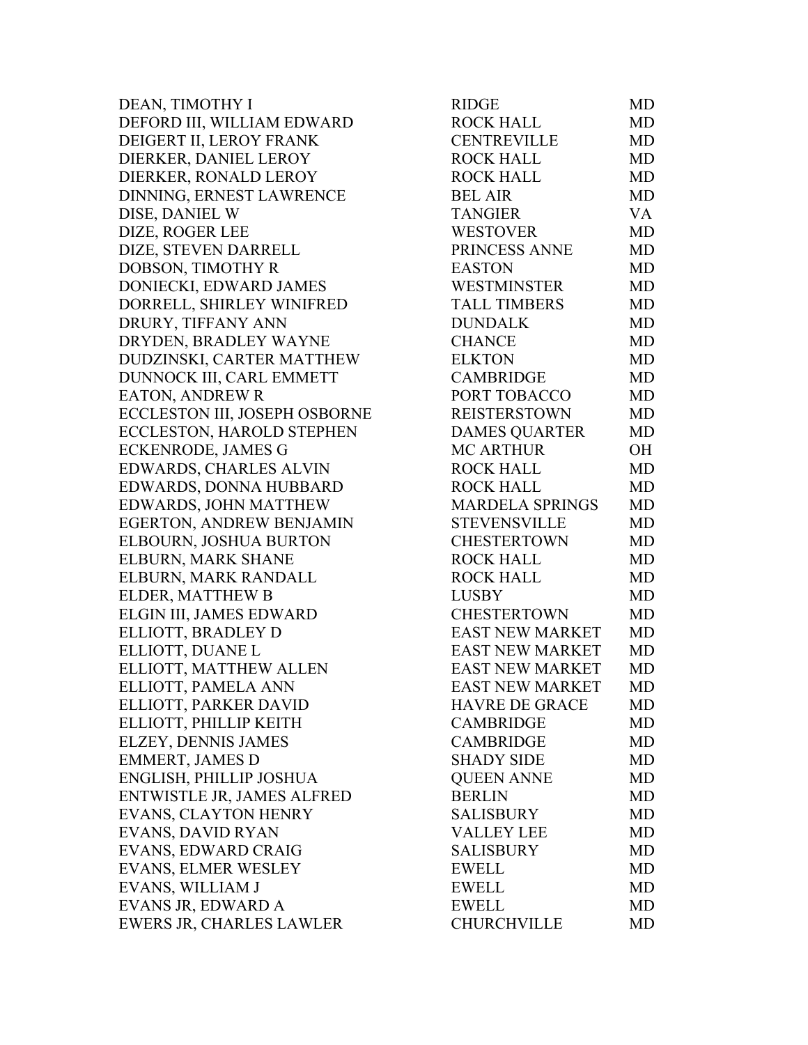| | | |
|---|---|---|
| DEAN, TIMOTHY I | RIDGE | MD |
| DEFORD III, WILLIAM EDWARD | ROCK HALL | MD |
| DEIGERT II, LEROY FRANK | CENTREVILLE | MD |
| DIERKER, DANIEL LEROY | ROCK HALL | MD |
| DIERKER, RONALD LEROY | ROCK HALL | MD |
| DINNING, ERNEST LAWRENCE | BEL AIR | MD |
| DISE, DANIEL W | TANGIER | VA |
| DIZE, ROGER LEE | WESTOVER | MD |
| DIZE, STEVEN DARRELL | PRINCESS ANNE | MD |
| DOBSON, TIMOTHY R | EASTON | MD |
| DONIECKI, EDWARD JAMES | WESTMINSTER | MD |
| DORRELL, SHIRLEY WINIFRED | TALL TIMBERS | MD |
| DRURY, TIFFANY ANN | DUNDALK | MD |
| DRYDEN, BRADLEY WAYNE | CHANCE | MD |
| DUDZINSKI, CARTER MATTHEW | ELKTON | MD |
| DUNNOCK III, CARL EMMETT | CAMBRIDGE | MD |
| EATON, ANDREW R | PORT TOBACCO | MD |
| ECCLESTON III, JOSEPH OSBORNE | REISTERSTOWN | MD |
| ECCLESTON, HAROLD STEPHEN | DAMES QUARTER | MD |
| ECKENRODE, JAMES G | MC ARTHUR | OH |
| EDWARDS, CHARLES ALVIN | ROCK HALL | MD |
| EDWARDS, DONNA HUBBARD | ROCK HALL | MD |
| EDWARDS, JOHN MATTHEW | MARDELA SPRINGS | MD |
| EGERTON, ANDREW BENJAMIN | STEVENSVILLE | MD |
| ELBOURN, JOSHUA BURTON | CHESTERTOWN | MD |
| ELBURN, MARK SHANE | ROCK HALL | MD |
| ELBURN, MARK RANDALL | ROCK HALL | MD |
| ELDER, MATTHEW B | LUSBY | MD |
| ELGIN III, JAMES EDWARD | CHESTERTOWN | MD |
| ELLIOTT, BRADLEY D | EAST NEW MARKET | MD |
| ELLIOTT, DUANE L | EAST NEW MARKET | MD |
| ELLIOTT, MATTHEW ALLEN | EAST NEW MARKET | MD |
| ELLIOTT, PAMELA ANN | EAST NEW MARKET | MD |
| ELLIOTT, PARKER DAVID | HAVRE DE GRACE | MD |
| ELLIOTT, PHILLIP KEITH | CAMBRIDGE | MD |
| ELZEY, DENNIS JAMES | CAMBRIDGE | MD |
| EMMERT, JAMES D | SHADY SIDE | MD |
| ENGLISH, PHILLIP JOSHUA | QUEEN ANNE | MD |
| ENTWISTLE JR, JAMES ALFRED | BERLIN | MD |
| EVANS, CLAYTON HENRY | SALISBURY | MD |
| EVANS, DAVID RYAN | VALLEY LEE | MD |
| EVANS, EDWARD CRAIG | SALISBURY | MD |
| EVANS, ELMER WESLEY | EWELL | MD |
| EVANS, WILLIAM J | EWELL | MD |
| EVANS JR, EDWARD A | EWELL | MD |
| EWERS JR, CHARLES LAWLER | CHURCHVILLE | MD |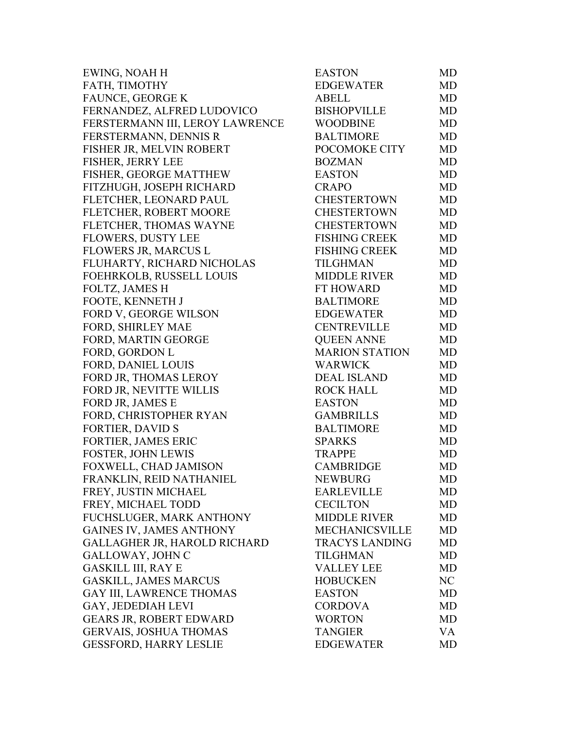| | | |
|---|---|---|
| EWING, NOAH H | EASTON | MD |
| FATH, TIMOTHY | EDGEWATER | MD |
| FAUNCE, GEORGE K | ABELL | MD |
| FERNANDEZ, ALFRED LUDOVICO | BISHOPVILLE | MD |
| FERSTERMANN III, LEROY LAWRENCE | WOODBINE | MD |
| FERSTERMANN, DENNIS R | BALTIMORE | MD |
| FISHER JR, MELVIN ROBERT | POCOMOKE CITY | MD |
| FISHER, JERRY LEE | BOZMAN | MD |
| FISHER, GEORGE MATTHEW | EASTON | MD |
| FITZHUGH, JOSEPH RICHARD | CRAPO | MD |
| FLETCHER, LEONARD PAUL | CHESTERTOWN | MD |
| FLETCHER, ROBERT MOORE | CHESTERTOWN | MD |
| FLETCHER, THOMAS WAYNE | CHESTERTOWN | MD |
| FLOWERS, DUSTY LEE | FISHING CREEK | MD |
| FLOWERS JR, MARCUS L | FISHING CREEK | MD |
| FLUHARTY, RICHARD NICHOLAS | TILGHMAN | MD |
| FOEHRKOLB, RUSSELL LOUIS | MIDDLE RIVER | MD |
| FOLTZ, JAMES H | FT HOWARD | MD |
| FOOTE, KENNETH J | BALTIMORE | MD |
| FORD V, GEORGE WILSON | EDGEWATER | MD |
| FORD, SHIRLEY MAE | CENTREVILLE | MD |
| FORD, MARTIN GEORGE | QUEEN ANNE | MD |
| FORD, GORDON L | MARION STATION | MD |
| FORD, DANIEL LOUIS | WARWICK | MD |
| FORD JR, THOMAS LEROY | DEAL ISLAND | MD |
| FORD JR, NEVITTE WILLIS | ROCK HALL | MD |
| FORD JR, JAMES E | EASTON | MD |
| FORD, CHRISTOPHER RYAN | GAMBRILLS | MD |
| FORTIER, DAVID S | BALTIMORE | MD |
| FORTIER, JAMES ERIC | SPARKS | MD |
| FOSTER, JOHN LEWIS | TRAPPE | MD |
| FOXWELL, CHAD JAMISON | CAMBRIDGE | MD |
| FRANKLIN, REID NATHANIEL | NEWBURG | MD |
| FREY, JUSTIN MICHAEL | EARLEVILLE | MD |
| FREY, MICHAEL TODD | CECILTON | MD |
| FUCHSLUGER, MARK ANTHONY | MIDDLE RIVER | MD |
| GAINES IV, JAMES ANTHONY | MECHANICSVILLE | MD |
| GALLAGHER JR, HAROLD RICHARD | TRACYS LANDING | MD |
| GALLOWAY, JOHN C | TILGHMAN | MD |
| GASKILL III, RAY E | VALLEY LEE | MD |
| GASKILL, JAMES MARCUS | HOBUCKEN | NC |
| GAY III, LAWRENCE THOMAS | EASTON | MD |
| GAY, JEDEDIAH LEVI | CORDOVA | MD |
| GEARS JR, ROBERT EDWARD | WORTON | MD |
| GERVAIS, JOSHUA THOMAS | TANGIER | VA |
| GESSFORD, HARRY LESLIE | EDGEWATER | MD |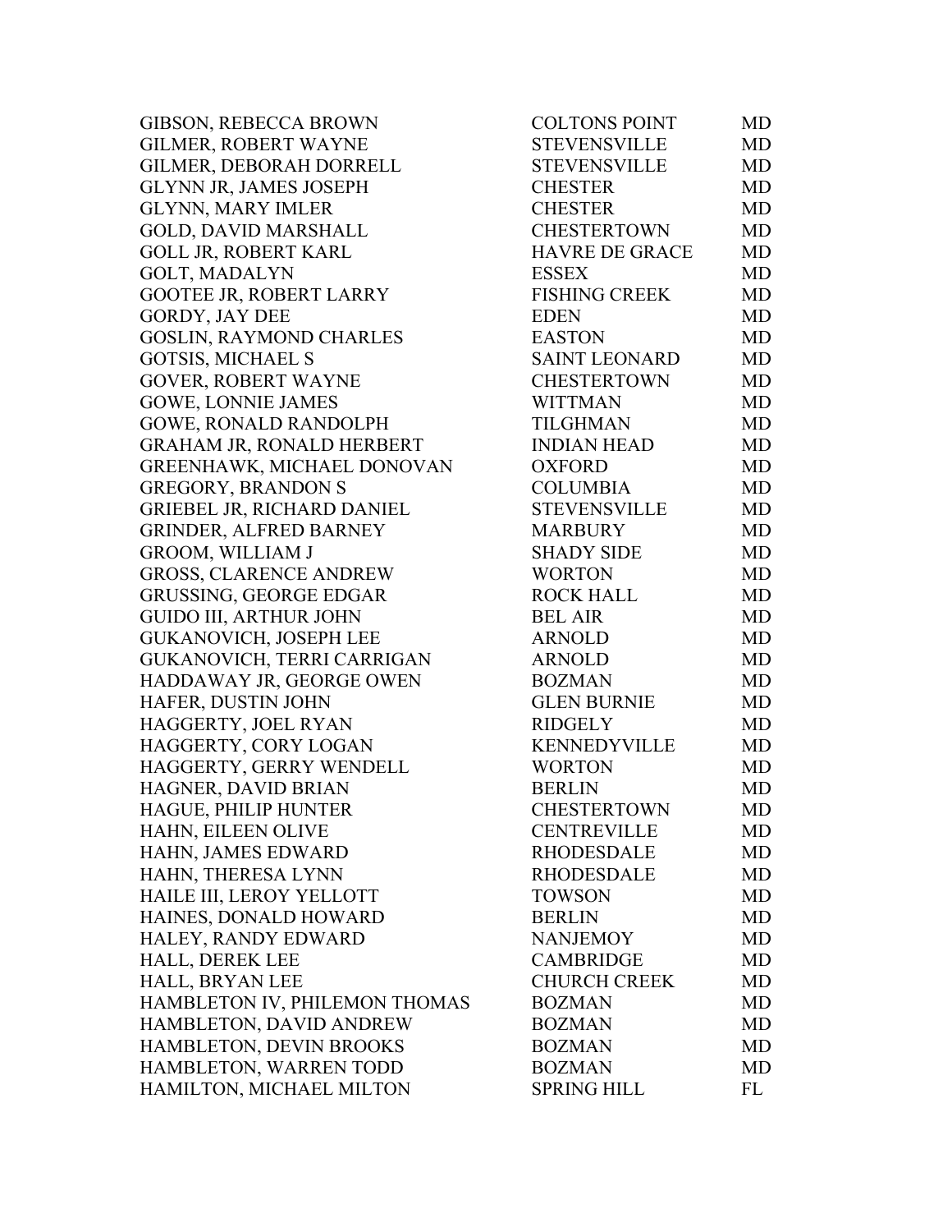| | | |
|---|---|---|
| GIBSON, REBECCA BROWN | COLTONS POINT | MD |
| GILMER, ROBERT WAYNE | STEVENSVILLE | MD |
| GILMER, DEBORAH DORRELL | STEVENSVILLE | MD |
| GLYNN JR, JAMES JOSEPH | CHESTER | MD |
| GLYNN, MARY IMLER | CHESTER | MD |
| GOLD, DAVID MARSHALL | CHESTERTOWN | MD |
| GOLL JR, ROBERT KARL | HAVRE DE GRACE | MD |
| GOLT, MADALYN | ESSEX | MD |
| GOOTEE JR, ROBERT LARRY | FISHING CREEK | MD |
| GORDY, JAY DEE | EDEN | MD |
| GOSLIN, RAYMOND CHARLES | EASTON | MD |
| GOTSIS, MICHAEL S | SAINT LEONARD | MD |
| GOVER, ROBERT WAYNE | CHESTERTOWN | MD |
| GOWE, LONNIE JAMES | WITTMAN | MD |
| GOWE, RONALD RANDOLPH | TILGHMAN | MD |
| GRAHAM JR, RONALD HERBERT | INDIAN HEAD | MD |
| GREENHAWK, MICHAEL DONOVAN | OXFORD | MD |
| GREGORY, BRANDON S | COLUMBIA | MD |
| GRIEBEL JR, RICHARD DANIEL | STEVENSVILLE | MD |
| GRINDER, ALFRED BARNEY | MARBURY | MD |
| GROOM, WILLIAM J | SHADY SIDE | MD |
| GROSS, CLARENCE ANDREW | WORTON | MD |
| GRUSSING, GEORGE EDGAR | ROCK HALL | MD |
| GUIDO III, ARTHUR JOHN | BEL AIR | MD |
| GUKANOVICH, JOSEPH LEE | ARNOLD | MD |
| GUKANOVICH, TERRI CARRIGAN | ARNOLD | MD |
| HADDAWAY JR, GEORGE OWEN | BOZMAN | MD |
| HAFER, DUSTIN JOHN | GLEN BURNIE | MD |
| HAGGERTY, JOEL RYAN | RIDGELY | MD |
| HAGGERTY, CORY LOGAN | KENNEDYVILLE | MD |
| HAGGERTY, GERRY WENDELL | WORTON | MD |
| HAGNER, DAVID BRIAN | BERLIN | MD |
| HAGUE, PHILIP HUNTER | CHESTERTOWN | MD |
| HAHN, EILEEN OLIVE | CENTREVILLE | MD |
| HAHN, JAMES EDWARD | RHODESDALE | MD |
| HAHN, THERESA LYNN | RHODESDALE | MD |
| HAILE III, LEROY YELLOTT | TOWSON | MD |
| HAINES, DONALD HOWARD | BERLIN | MD |
| HALEY, RANDY EDWARD | NANJEMOY | MD |
| HALL, DEREK LEE | CAMBRIDGE | MD |
| HALL, BRYAN LEE | CHURCH CREEK | MD |
| HAMBLETON IV, PHILEMON THOMAS | BOZMAN | MD |
| HAMBLETON, DAVID ANDREW | BOZMAN | MD |
| HAMBLETON, DEVIN BROOKS | BOZMAN | MD |
| HAMBLETON, WARREN TODD | BOZMAN | MD |
| HAMILTON, MICHAEL MILTON | SPRING HILL | FL |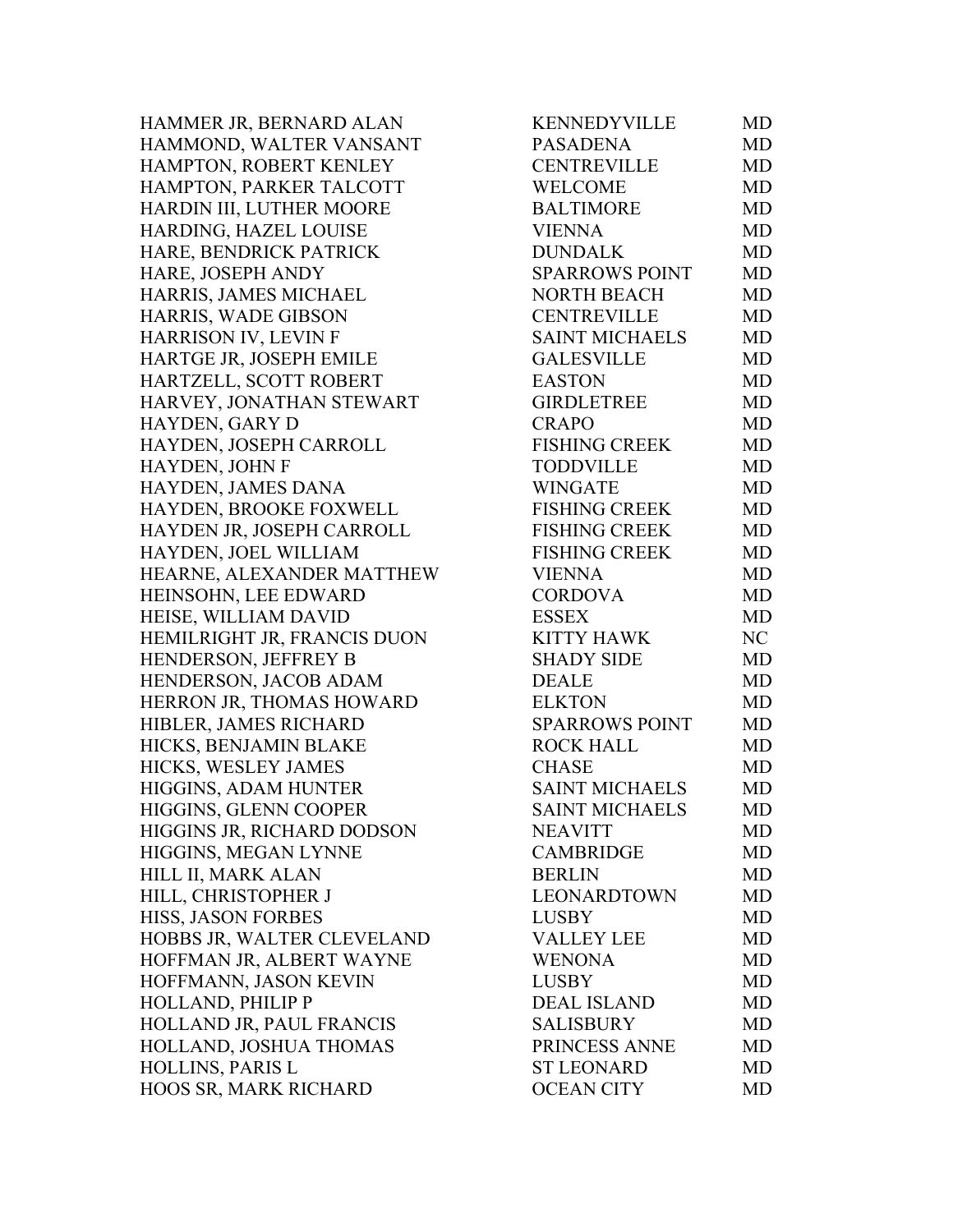| | | |
|---|---|---|
| HAMMER JR, BERNARD ALAN | KENNEDYVILLE | MD |
| HAMMOND, WALTER VANSANT | PASADENA | MD |
| HAMPTON, ROBERT KENLEY | CENTREVILLE | MD |
| HAMPTON, PARKER TALCOTT | WELCOME | MD |
| HARDIN III, LUTHER MOORE | BALTIMORE | MD |
| HARDING, HAZEL LOUISE | VIENNA | MD |
| HARE, BENDRICK PATRICK | DUNDALK | MD |
| HARE, JOSEPH ANDY | SPARROWS POINT | MD |
| HARRIS, JAMES MICHAEL | NORTH BEACH | MD |
| HARRIS, WADE GIBSON | CENTREVILLE | MD |
| HARRISON IV, LEVIN F | SAINT MICHAELS | MD |
| HARTGE JR, JOSEPH EMILE | GALESVILLE | MD |
| HARTZELL, SCOTT ROBERT | EASTON | MD |
| HARVEY, JONATHAN STEWART | GIRDLETREE | MD |
| HAYDEN, GARY D | CRAPO | MD |
| HAYDEN, JOSEPH CARROLL | FISHING CREEK | MD |
| HAYDEN, JOHN F | TODDVILLE | MD |
| HAYDEN, JAMES DANA | WINGATE | MD |
| HAYDEN, BROOKE FOXWELL | FISHING CREEK | MD |
| HAYDEN JR, JOSEPH CARROLL | FISHING CREEK | MD |
| HAYDEN, JOEL WILLIAM | FISHING CREEK | MD |
| HEARNE, ALEXANDER MATTHEW | VIENNA | MD |
| HEINSOHN, LEE EDWARD | CORDOVA | MD |
| HEISE, WILLIAM DAVID | ESSEX | MD |
| HEMILRIGHT JR, FRANCIS DUON | KITTY HAWK | NC |
| HENDERSON, JEFFREY B | SHADY SIDE | MD |
| HENDERSON, JACOB ADAM | DEALE | MD |
| HERRON JR, THOMAS HOWARD | ELKTON | MD |
| HIBLER, JAMES RICHARD | SPARROWS POINT | MD |
| HICKS, BENJAMIN BLAKE | ROCK HALL | MD |
| HICKS, WESLEY JAMES | CHASE | MD |
| HIGGINS, ADAM HUNTER | SAINT MICHAELS | MD |
| HIGGINS, GLENN COOPER | SAINT MICHAELS | MD |
| HIGGINS JR, RICHARD DODSON | NEAVITT | MD |
| HIGGINS, MEGAN LYNNE | CAMBRIDGE | MD |
| HILL II, MARK ALAN | BERLIN | MD |
| HILL, CHRISTOPHER J | LEONARDTOWN | MD |
| HISS, JASON FORBES | LUSBY | MD |
| HOBBS JR, WALTER CLEVELAND | VALLEY LEE | MD |
| HOFFMAN JR, ALBERT WAYNE | WENONA | MD |
| HOFFMANN, JASON KEVIN | LUSBY | MD |
| HOLLAND, PHILIP P | DEAL ISLAND | MD |
| HOLLAND JR, PAUL FRANCIS | SALISBURY | MD |
| HOLLAND, JOSHUA THOMAS | PRINCESS ANNE | MD |
| HOLLINS, PARIS L | ST LEONARD | MD |
| HOOS SR, MARK RICHARD | OCEAN CITY | MD |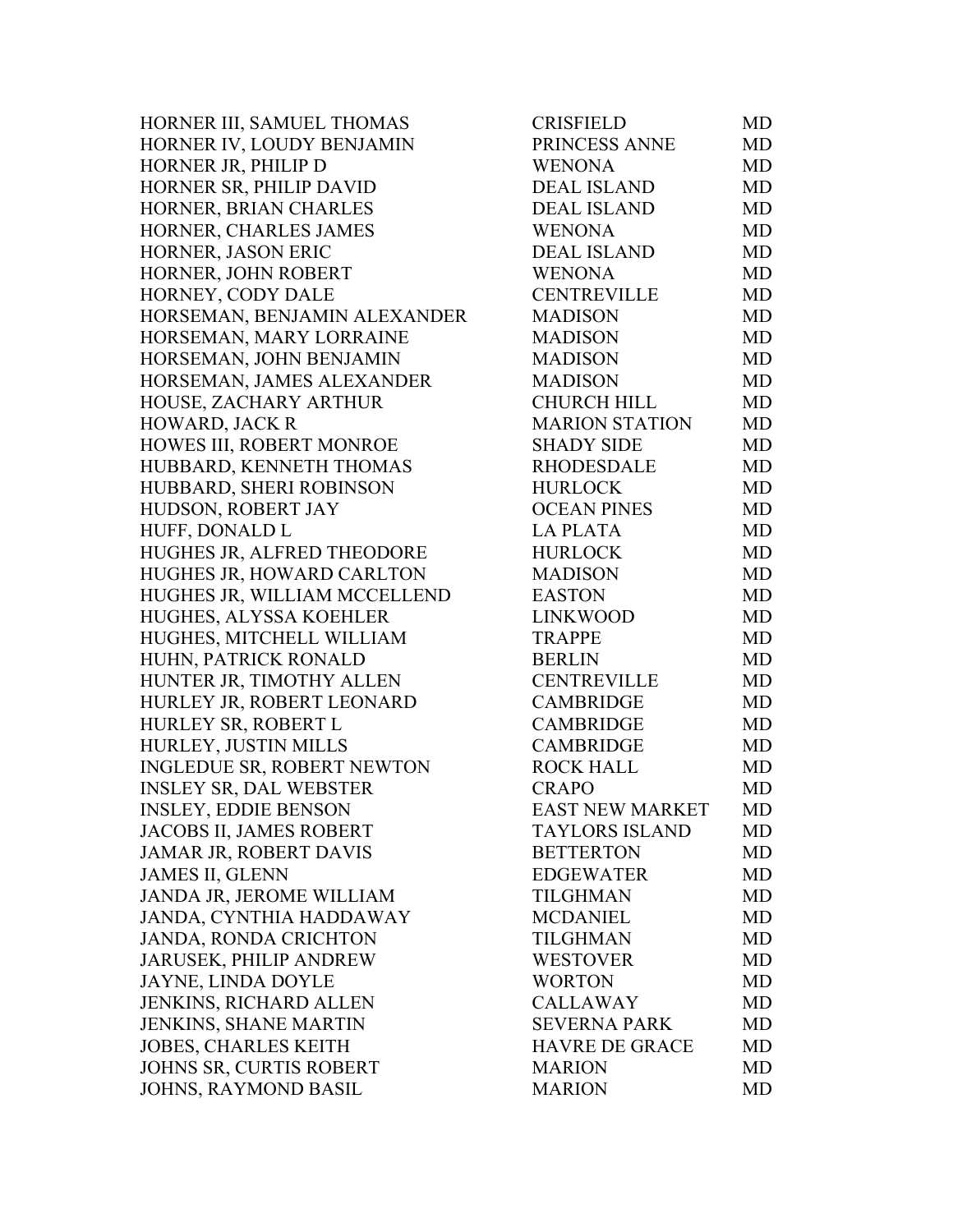| | | |
|---|---|---|
| HORNER III, SAMUEL THOMAS | CRISFIELD | MD |
| HORNER IV, LOUDY BENJAMIN | PRINCESS ANNE | MD |
| HORNER JR, PHILIP D | WENONA | MD |
| HORNER SR, PHILIP DAVID | DEAL ISLAND | MD |
| HORNER, BRIAN CHARLES | DEAL ISLAND | MD |
| HORNER, CHARLES JAMES | WENONA | MD |
| HORNER, JASON ERIC | DEAL ISLAND | MD |
| HORNER, JOHN ROBERT | WENONA | MD |
| HORNEY, CODY DALE | CENTREVILLE | MD |
| HORSEMAN, BENJAMIN ALEXANDER | MADISON | MD |
| HORSEMAN, MARY LORRAINE | MADISON | MD |
| HORSEMAN, JOHN BENJAMIN | MADISON | MD |
| HORSEMAN, JAMES ALEXANDER | MADISON | MD |
| HOUSE, ZACHARY ARTHUR | CHURCH HILL | MD |
| HOWARD, JACK R | MARION STATION | MD |
| HOWES III, ROBERT MONROE | SHADY SIDE | MD |
| HUBBARD, KENNETH THOMAS | RHODESDALE | MD |
| HUBBARD, SHERI ROBINSON | HURLOCK | MD |
| HUDSON, ROBERT JAY | OCEAN PINES | MD |
| HUFF, DONALD L | LA PLATA | MD |
| HUGHES JR, ALFRED THEODORE | HURLOCK | MD |
| HUGHES JR, HOWARD CARLTON | MADISON | MD |
| HUGHES JR, WILLIAM MCCELLEND | EASTON | MD |
| HUGHES, ALYSSA KOEHLER | LINKWOOD | MD |
| HUGHES, MITCHELL WILLIAM | TRAPPE | MD |
| HUHN, PATRICK RONALD | BERLIN | MD |
| HUNTER JR, TIMOTHY ALLEN | CENTREVILLE | MD |
| HURLEY JR, ROBERT LEONARD | CAMBRIDGE | MD |
| HURLEY SR, ROBERT L | CAMBRIDGE | MD |
| HURLEY, JUSTIN MILLS | CAMBRIDGE | MD |
| INGLEDUE SR, ROBERT NEWTON | ROCK HALL | MD |
| INSLEY SR, DAL WEBSTER | CRAPO | MD |
| INSLEY, EDDIE BENSON | EAST NEW MARKET | MD |
| JACOBS II, JAMES ROBERT | TAYLORS ISLAND | MD |
| JAMAR JR, ROBERT DAVIS | BETTERTON | MD |
| JAMES II, GLENN | EDGEWATER | MD |
| JANDA JR, JEROME WILLIAM | TILGHMAN | MD |
| JANDA, CYNTHIA HADDAWAY | MCDANIEL | MD |
| JANDA, RONDA CRICHTON | TILGHMAN | MD |
| JARUSEK, PHILIP ANDREW | WESTOVER | MD |
| JAYNE, LINDA DOYLE | WORTON | MD |
| JENKINS, RICHARD ALLEN | CALLAWAY | MD |
| JENKINS, SHANE MARTIN | SEVERNA PARK | MD |
| JOBES, CHARLES KEITH | HAVRE DE GRACE | MD |
| JOHNS SR, CURTIS ROBERT | MARION | MD |
| JOHNS, RAYMOND BASIL | MARION | MD |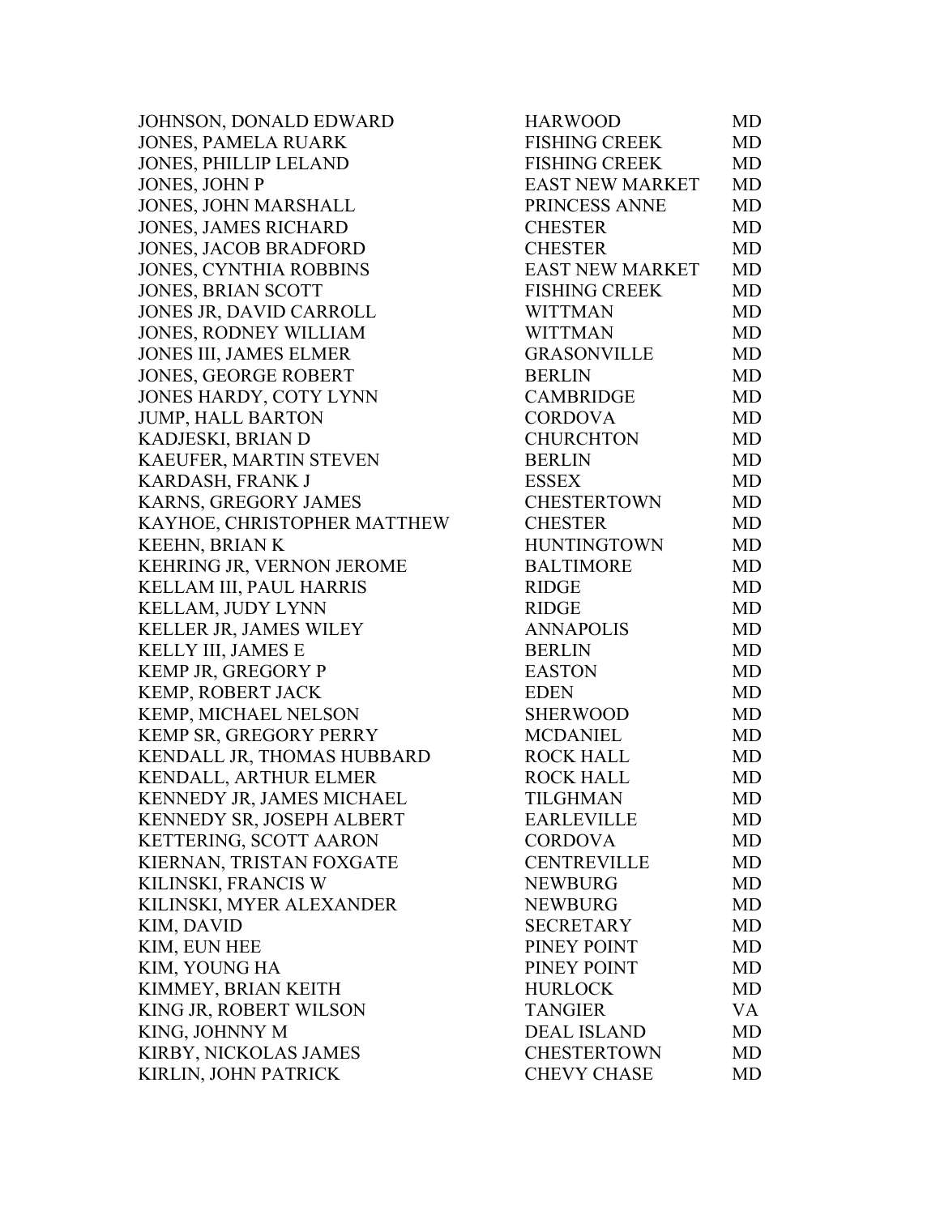| | | |
|---|---|---|
| JOHNSON, DONALD EDWARD | HARWOOD | MD |
| JONES, PAMELA RUARK | FISHING CREEK | MD |
| JONES, PHILLIP LELAND | FISHING CREEK | MD |
| JONES, JOHN P | EAST NEW MARKET | MD |
| JONES, JOHN MARSHALL | PRINCESS ANNE | MD |
| JONES, JAMES RICHARD | CHESTER | MD |
| JONES, JACOB BRADFORD | CHESTER | MD |
| JONES, CYNTHIA ROBBINS | EAST NEW MARKET | MD |
| JONES, BRIAN SCOTT | FISHING CREEK | MD |
| JONES JR, DAVID CARROLL | WITTMAN | MD |
| JONES, RODNEY WILLIAM | WITTMAN | MD |
| JONES III, JAMES ELMER | GRASONVILLE | MD |
| JONES, GEORGE ROBERT | BERLIN | MD |
| JONES HARDY, COTY LYNN | CAMBRIDGE | MD |
| JUMP, HALL BARTON | CORDOVA | MD |
| KADJESKI, BRIAN D | CHURCHTON | MD |
| KAEUFER, MARTIN STEVEN | BERLIN | MD |
| KARDASH, FRANK J | ESSEX | MD |
| KARNS, GREGORY JAMES | CHESTERTOWN | MD |
| KAYHOE, CHRISTOPHER MATTHEW | CHESTER | MD |
| KEEHN, BRIAN K | HUNTINGTOWN | MD |
| KEHRING JR, VERNON JEROME | BALTIMORE | MD |
| KELLAM III, PAUL HARRIS | RIDGE | MD |
| KELLAM, JUDY LYNN | RIDGE | MD |
| KELLER JR, JAMES WILEY | ANNAPOLIS | MD |
| KELLY III, JAMES E | BERLIN | MD |
| KEMP JR, GREGORY P | EASTON | MD |
| KEMP, ROBERT JACK | EDEN | MD |
| KEMP, MICHAEL NELSON | SHERWOOD | MD |
| KEMP SR, GREGORY PERRY | MCDANIEL | MD |
| KENDALL JR, THOMAS HUBBARD | ROCK HALL | MD |
| KENDALL, ARTHUR ELMER | ROCK HALL | MD |
| KENNEDY JR, JAMES MICHAEL | TILGHMAN | MD |
| KENNEDY SR, JOSEPH ALBERT | EARLEVILLE | MD |
| KETTERING, SCOTT AARON | CORDOVA | MD |
| KIERNAN, TRISTAN FOXGATE | CENTREVILLE | MD |
| KILINSKI, FRANCIS W | NEWBURG | MD |
| KILINSKI, MYER ALEXANDER | NEWBURG | MD |
| KIM, DAVID | SECRETARY | MD |
| KIM, EUN HEE | PINEY POINT | MD |
| KIM, YOUNG HA | PINEY POINT | MD |
| KIMMEY, BRIAN KEITH | HURLOCK | MD |
| KING JR, ROBERT WILSON | TANGIER | VA |
| KING, JOHNNY M | DEAL ISLAND | MD |
| KIRBY, NICKOLAS JAMES | CHESTERTOWN | MD |
| KIRLIN, JOHN PATRICK | CHEVY CHASE | MD |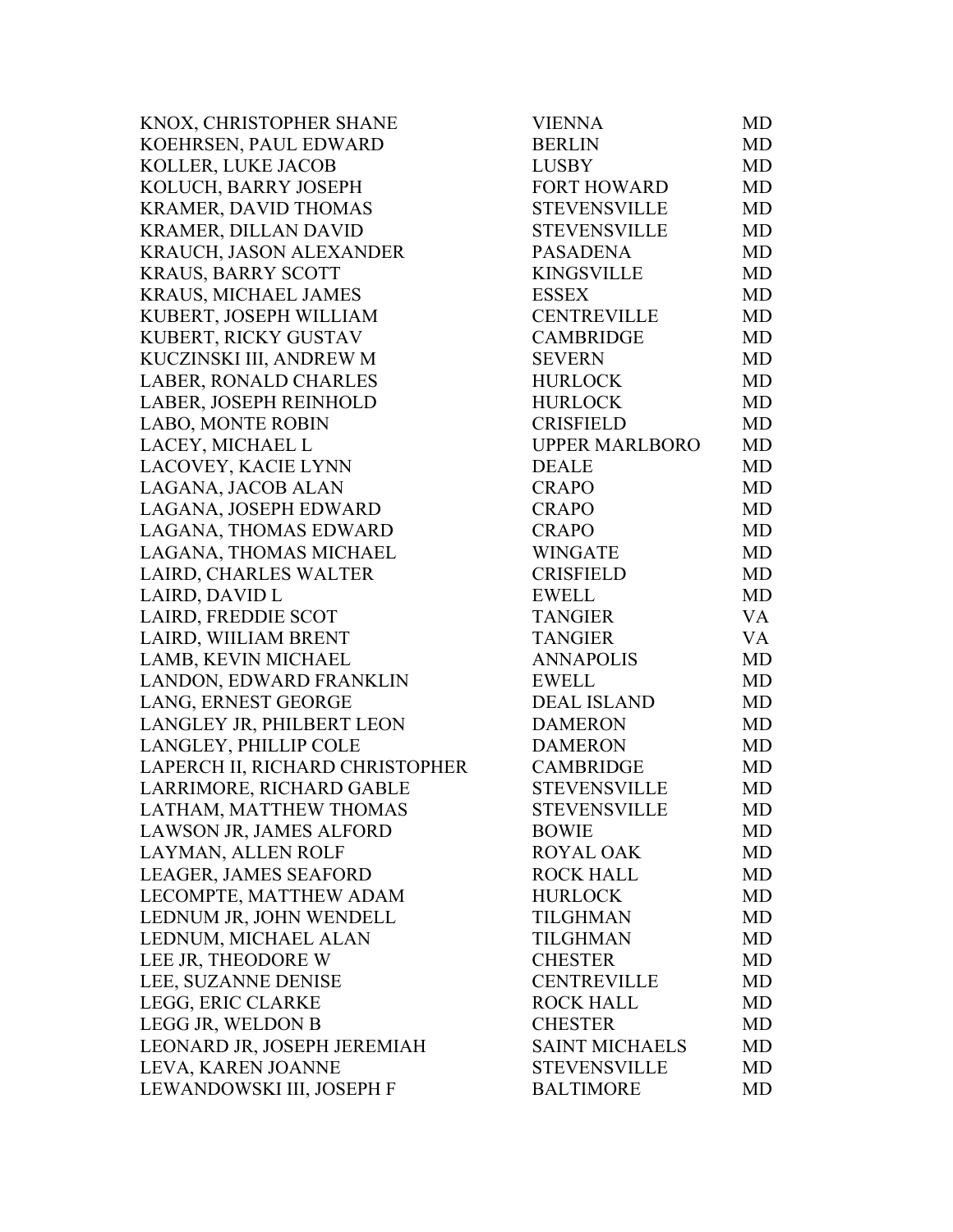| | | |
|---|---|---|
| KNOX, CHRISTOPHER SHANE | VIENNA | MD |
| KOEHRSEN, PAUL EDWARD | BERLIN | MD |
| KOLLER, LUKE JACOB | LUSBY | MD |
| KOLUCH, BARRY JOSEPH | FORT HOWARD | MD |
| KRAMER, DAVID THOMAS | STEVENSVILLE | MD |
| KRAMER, DILLAN DAVID | STEVENSVILLE | MD |
| KRAUCH, JASON ALEXANDER | PASADENA | MD |
| KRAUS, BARRY SCOTT | KINGSVILLE | MD |
| KRAUS, MICHAEL JAMES | ESSEX | MD |
| KUBERT, JOSEPH WILLIAM | CENTREVILLE | MD |
| KUBERT, RICKY GUSTAV | CAMBRIDGE | MD |
| KUCZINSKI III, ANDREW M | SEVERN | MD |
| LABER, RONALD CHARLES | HURLOCK | MD |
| LABER, JOSEPH REINHOLD | HURLOCK | MD |
| LABO, MONTE ROBIN | CRISFIELD | MD |
| LACEY, MICHAEL L | UPPER MARLBORO | MD |
| LACOVEY, KACIE LYNN | DEALE | MD |
| LAGANA, JACOB ALAN | CRAPO | MD |
| LAGANA, JOSEPH EDWARD | CRAPO | MD |
| LAGANA, THOMAS EDWARD | CRAPO | MD |
| LAGANA, THOMAS MICHAEL | WINGATE | MD |
| LAIRD, CHARLES WALTER | CRISFIELD | MD |
| LAIRD, DAVID L | EWELL | MD |
| LAIRD, FREDDIE SCOT | TANGIER | VA |
| LAIRD, WIILIAM BRENT | TANGIER | VA |
| LAMB, KEVIN MICHAEL | ANNAPOLIS | MD |
| LANDON, EDWARD FRANKLIN | EWELL | MD |
| LANG, ERNEST GEORGE | DEAL ISLAND | MD |
| LANGLEY JR, PHILBERT LEON | DAMERON | MD |
| LANGLEY, PHILLIP COLE | DAMERON | MD |
| LAPERCH II, RICHARD CHRISTOPHER | CAMBRIDGE | MD |
| LARRIMORE, RICHARD GABLE | STEVENSVILLE | MD |
| LATHAM, MATTHEW THOMAS | STEVENSVILLE | MD |
| LAWSON JR, JAMES ALFORD | BOWIE | MD |
| LAYMAN, ALLEN ROLF | ROYAL OAK | MD |
| LEAGER, JAMES SEAFORD | ROCK HALL | MD |
| LECOMPTE, MATTHEW ADAM | HURLOCK | MD |
| LEDNUM JR, JOHN WENDELL | TILGHMAN | MD |
| LEDNUM, MICHAEL ALAN | TILGHMAN | MD |
| LEE JR, THEODORE W | CHESTER | MD |
| LEE, SUZANNE DENISE | CENTREVILLE | MD |
| LEGG, ERIC CLARKE | ROCK HALL | MD |
| LEGG JR, WELDON B | CHESTER | MD |
| LEONARD JR, JOSEPH JEREMIAH | SAINT MICHAELS | MD |
| LEVA, KAREN JOANNE | STEVENSVILLE | MD |
| LEWANDOWSKI III, JOSEPH F | BALTIMORE | MD |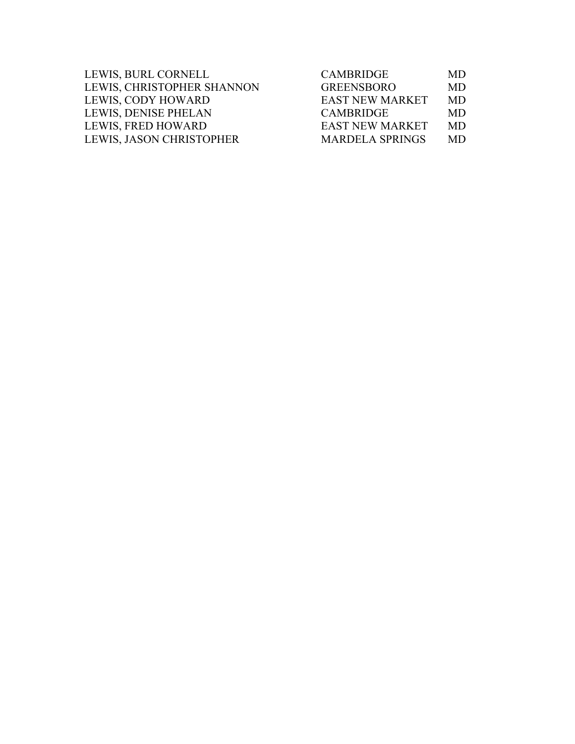| | | |
|---|---|---|
| LEWIS, BURL CORNELL | CAMBRIDGE | MD |
| LEWIS, CHRISTOPHER SHANNON | GREENSBORO | MD |
| LEWIS, CODY HOWARD | EAST NEW MARKET | MD |
| LEWIS, DENISE PHELAN | CAMBRIDGE | MD |
| LEWIS, FRED HOWARD | EAST NEW MARKET | MD |
| LEWIS, JASON CHRISTOPHER | MARDELA SPRINGS | MD |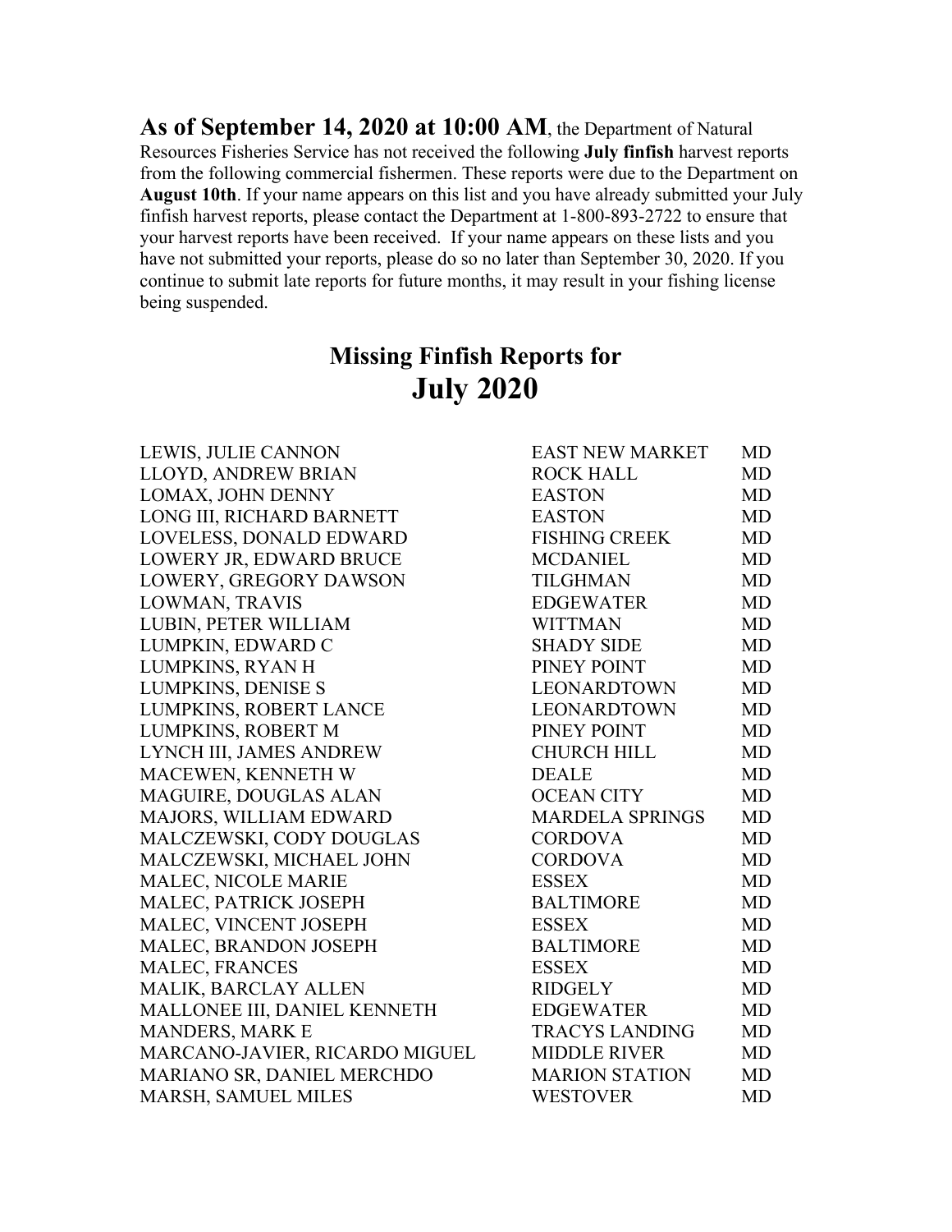**As of September 14, 2020 at 10:00 AM**, the Department of Natural Resources Fisheries Service has not received the following **July finfish** harvest reports from the following commercial fishermen. These reports were due to the Department on **August 10th**. If your name appears on this list and you have already submitted your July finfish harvest reports, please contact the Department at 1-800-893-2722 to ensure that your harvest reports have been received. If your name appears on these lists and you have not submitted your reports, please do so no later than September 30, 2020. If you continue to submit late reports for future months, it may result in your fishing license being suspended.

## Missing Finfish Reports for

# July 2020

| | | |
|---|---|---|
| LEWIS, JULIE CANNON | EAST NEW MARKET | MD |
| LLOYD, ANDREW BRIAN | ROCK HALL | MD |
| LOMAX, JOHN DENNY | EASTON | MD |
| LONG III, RICHARD BARNETT | EASTON | MD |
| LOVELESS, DONALD EDWARD | FISHING CREEK | MD |
| LOWERY JR, EDWARD BRUCE | MCDANIEL | MD |
| LOWERY, GREGORY DAWSON | TILGHMAN | MD |
| LOWMAN, TRAVIS | EDGEWATER | MD |
| LUBIN, PETER WILLIAM | WITTMAN | MD |
| LUMPKIN, EDWARD C | SHADY SIDE | MD |
| LUMPKINS, RYAN H | PINEY POINT | MD |
| LUMPKINS, DENISE S | LEONARDTOWN | MD |
| LUMPKINS, ROBERT LANCE | LEONARDTOWN | MD |
| LUMPKINS, ROBERT M | PINEY POINT | MD |
| LYNCH III, JAMES ANDREW | CHURCH HILL | MD |
| MACEWEN, KENNETH W | DEALE | MD |
| MAGUIRE, DOUGLAS ALAN | OCEAN CITY | MD |
| MAJORS, WILLIAM EDWARD | MARDELA SPRINGS | MD |
| MALCZEWSKI, CODY DOUGLAS | CORDOVA | MD |
| MALCZEWSKI, MICHAEL JOHN | CORDOVA | MD |
| MALEC, NICOLE MARIE | ESSEX | MD |
| MALEC, PATRICK JOSEPH | BALTIMORE | MD |
| MALEC, VINCENT JOSEPH | ESSEX | MD |
| MALEC, BRANDON JOSEPH | BALTIMORE | MD |
| MALEC, FRANCES | ESSEX | MD |
| MALIK, BARCLAY ALLEN | RIDGELY | MD |
| MALLONEE III, DANIEL KENNETH | EDGEWATER | MD |
| MANDERS, MARK E | TRACYS LANDING | MD |
| MARCANO-JAVIER, RICARDO MIGUEL | MIDDLE RIVER | MD |
| MARIANO SR, DANIEL MERCHDO | MARION STATION | MD |
| MARSH, SAMUEL MILES | WESTOVER | MD |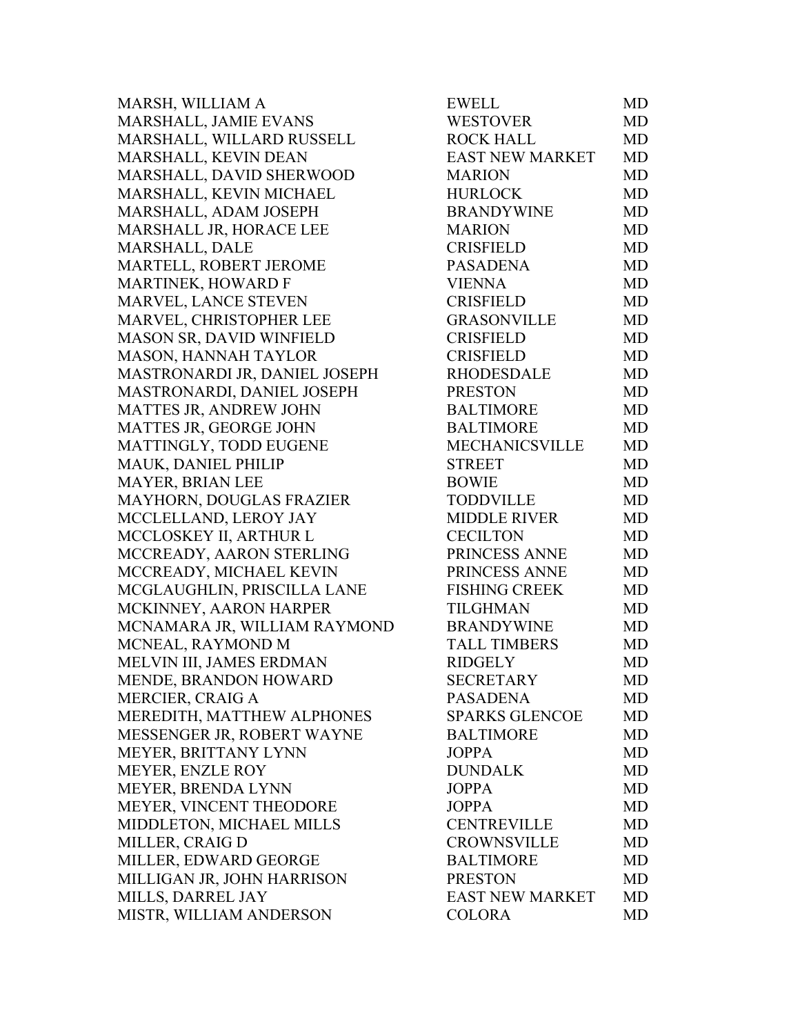| | | |
|---|---|---|
| MARSH, WILLIAM A | EWELL | MD |
| MARSHALL, JAMIE EVANS | WESTOVER | MD |
| MARSHALL, WILLARD RUSSELL | ROCK HALL | MD |
| MARSHALL, KEVIN DEAN | EAST NEW MARKET | MD |
| MARSHALL, DAVID SHERWOOD | MARION | MD |
| MARSHALL, KEVIN MICHAEL | HURLOCK | MD |
| MARSHALL, ADAM JOSEPH | BRANDYWINE | MD |
| MARSHALL JR, HORACE LEE | MARION | MD |
| MARSHALL, DALE | CRISFIELD | MD |
| MARTELL, ROBERT JEROME | PASADENA | MD |
| MARTINEK, HOWARD F | VIENNA | MD |
| MARVEL, LANCE STEVEN | CRISFIELD | MD |
| MARVEL, CHRISTOPHER LEE | GRASONVILLE | MD |
| MASON SR, DAVID WINFIELD | CRISFIELD | MD |
| MASON, HANNAH TAYLOR | CRISFIELD | MD |
| MASTRONARDI JR, DANIEL JOSEPH | RHODESDALE | MD |
| MASTRONARDI, DANIEL JOSEPH | PRESTON | MD |
| MATTES JR, ANDREW JOHN | BALTIMORE | MD |
| MATTES JR, GEORGE JOHN | BALTIMORE | MD |
| MATTINGLY, TODD EUGENE | MECHANICSVILLE | MD |
| MAUK, DANIEL PHILIP | STREET | MD |
| MAYER, BRIAN LEE | BOWIE | MD |
| MAYHORN, DOUGLAS FRAZIER | TODDVILLE | MD |
| MCCLELLAND, LEROY JAY | MIDDLE RIVER | MD |
| MCCLOSKEY II, ARTHUR L | CECILTON | MD |
| MCCREADY, AARON STERLING | PRINCESS ANNE | MD |
| MCCREADY, MICHAEL KEVIN | PRINCESS ANNE | MD |
| MCGLAUGHLIN, PRISCILLA LANE | FISHING CREEK | MD |
| MCKINNEY, AARON HARPER | TILGHMAN | MD |
| MCNAMARA JR, WILLIAM RAYMOND | BRANDYWINE | MD |
| MCNEAL, RAYMOND M | TALL TIMBERS | MD |
| MELVIN III, JAMES ERDMAN | RIDGELY | MD |
| MENDE, BRANDON HOWARD | SECRETARY | MD |
| MERCIER, CRAIG A | PASADENA | MD |
| MEREDITH, MATTHEW ALPHONES | SPARKS GLENCOE | MD |
| MESSENGER JR, ROBERT WAYNE | BALTIMORE | MD |
| MEYER, BRITTANY LYNN | JOPPA | MD |
| MEYER, ENZLE ROY | DUNDALK | MD |
| MEYER, BRENDA LYNN | JOPPA | MD |
| MEYER, VINCENT THEODORE | JOPPA | MD |
| MIDDLETON, MICHAEL MILLS | CENTREVILLE | MD |
| MILLER, CRAIG D | CROWNSVILLE | MD |
| MILLER, EDWARD GEORGE | BALTIMORE | MD |
| MILLIGAN JR, JOHN HARRISON | PRESTON | MD |
| MILLS, DARREL JAY | EAST NEW MARKET | MD |
| MISTR, WILLIAM ANDERSON | COLORA | MD |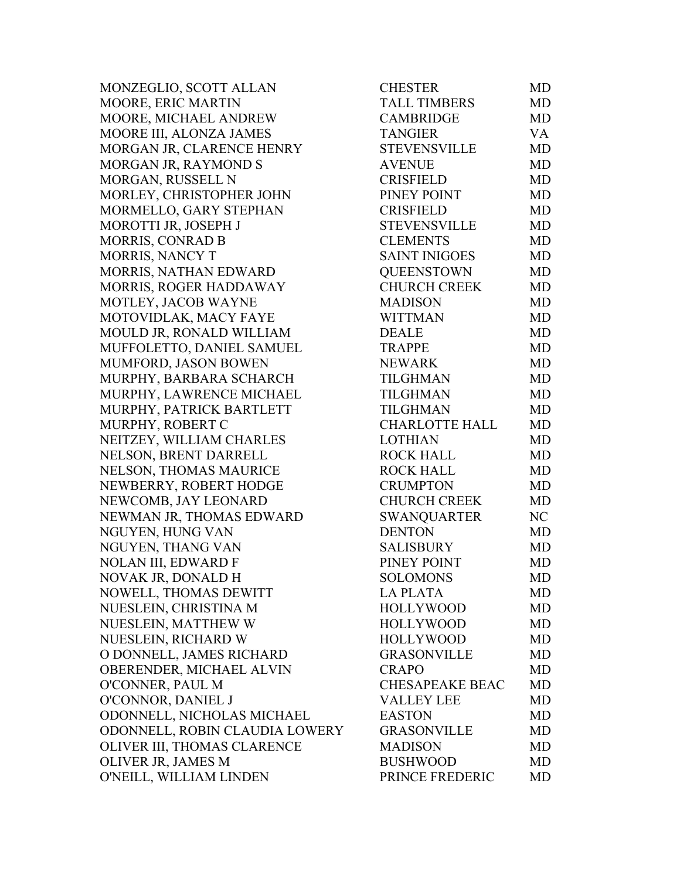| | | |
|---|---|---|
| MONZEGLIO, SCOTT ALLAN | CHESTER | MD |
| MOORE, ERIC MARTIN | TALL TIMBERS | MD |
| MOORE, MICHAEL ANDREW | CAMBRIDGE | MD |
| MOORE III, ALONZA JAMES | TANGIER | VA |
| MORGAN JR, CLARENCE HENRY | STEVENSVILLE | MD |
| MORGAN JR, RAYMOND S | AVENUE | MD |
| MORGAN, RUSSELL N | CRISFIELD | MD |
| MORLEY, CHRISTOPHER JOHN | PINEY POINT | MD |
| MORMELLO, GARY STEPHAN | CRISFIELD | MD |
| MOROTTI JR, JOSEPH J | STEVENSVILLE | MD |
| MORRIS, CONRAD B | CLEMENTS | MD |
| MORRIS, NANCY T | SAINT INIGOES | MD |
| MORRIS, NATHAN EDWARD | QUEENSTOWN | MD |
| MORRIS, ROGER HADDAWAY | CHURCH CREEK | MD |
| MOTLEY, JACOB WAYNE | MADISON | MD |
| MOTOVIDLAK, MACY FAYE | WITTMAN | MD |
| MOULD JR, RONALD WILLIAM | DEALE | MD |
| MUFFOLETTO, DANIEL SAMUEL | TRAPPE | MD |
| MUMFORD, JASON BOWEN | NEWARK | MD |
| MURPHY, BARBARA SCHARCH | TILGHMAN | MD |
| MURPHY, LAWRENCE MICHAEL | TILGHMAN | MD |
| MURPHY, PATRICK BARTLETT | TILGHMAN | MD |
| MURPHY, ROBERT C | CHARLOTTE HALL | MD |
| NEITZEY, WILLIAM CHARLES | LOTHIAN | MD |
| NELSON, BRENT DARRELL | ROCK HALL | MD |
| NELSON, THOMAS MAURICE | ROCK HALL | MD |
| NEWBERRY, ROBERT HODGE | CRUMPTON | MD |
| NEWCOMB, JAY LEONARD | CHURCH CREEK | MD |
| NEWMAN JR, THOMAS EDWARD | SWANQUARTER | NC |
| NGUYEN, HUNG VAN | DENTON | MD |
| NGUYEN, THANG VAN | SALISBURY | MD |
| NOLAN III, EDWARD F | PINEY POINT | MD |
| NOVAK JR, DONALD H | SOLOMONS | MD |
| NOWELL, THOMAS DEWITT | LA PLATA | MD |
| NUESLEIN, CHRISTINA M | HOLLYWOOD | MD |
| NUESLEIN, MATTHEW W | HOLLYWOOD | MD |
| NUESLEIN, RICHARD W | HOLLYWOOD | MD |
| O DONNELL, JAMES RICHARD | GRASONVILLE | MD |
| OBERENDER, MICHAEL ALVIN | CRAPO | MD |
| O'CONNER, PAUL M | CHESAPEAKE BEAC | MD |
| O'CONNOR, DANIEL J | VALLEY LEE | MD |
| ODONNELL, NICHOLAS MICHAEL | EASTON | MD |
| ODONNELL, ROBIN CLAUDIA LOWERY | GRASONVILLE | MD |
| OLIVER III, THOMAS CLARENCE | MADISON | MD |
| OLIVER JR, JAMES M | BUSHWOOD | MD |
| O'NEILL, WILLIAM LINDEN | PRINCE FREDERIC | MD |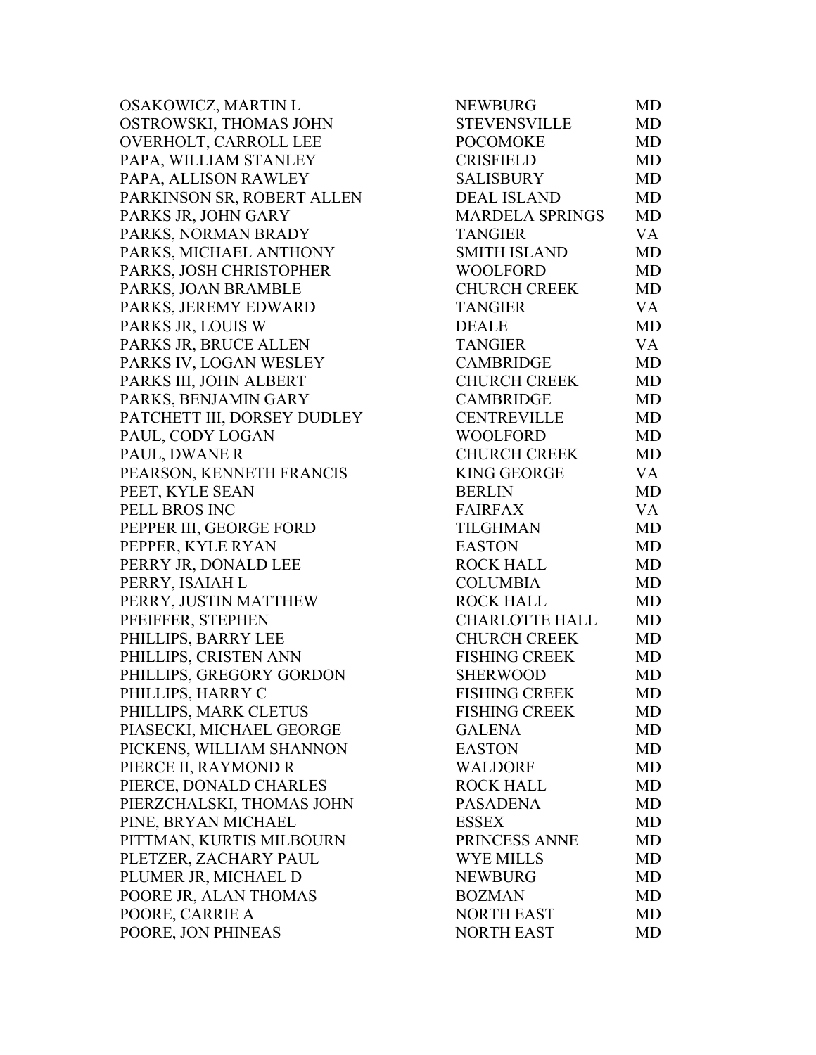| | | |
|---|---|---|
| OSAKOWICZ, MARTIN L | NEWBURG | MD |
| OSTROWSKI, THOMAS JOHN | STEVENSVILLE | MD |
| OVERHOLT, CARROLL LEE | POCOMOKE | MD |
| PAPA, WILLIAM STANLEY | CRISFIELD | MD |
| PAPA, ALLISON RAWLEY | SALISBURY | MD |
| PARKINSON SR, ROBERT ALLEN | DEAL ISLAND | MD |
| PARKS JR, JOHN GARY | MARDELA SPRINGS | MD |
| PARKS, NORMAN BRADY | TANGIER | VA |
| PARKS, MICHAEL ANTHONY | SMITH ISLAND | MD |
| PARKS, JOSH CHRISTOPHER | WOOLFORD | MD |
| PARKS, JOAN BRAMBLE | CHURCH CREEK | MD |
| PARKS, JEREMY EDWARD | TANGIER | VA |
| PARKS JR, LOUIS W | DEALE | MD |
| PARKS JR, BRUCE ALLEN | TANGIER | VA |
| PARKS IV, LOGAN WESLEY | CAMBRIDGE | MD |
| PARKS III, JOHN ALBERT | CHURCH CREEK | MD |
| PARKS, BENJAMIN GARY | CAMBRIDGE | MD |
| PATCHETT III, DORSEY DUDLEY | CENTREVILLE | MD |
| PAUL, CODY LOGAN | WOOLFORD | MD |
| PAUL, DWANE R | CHURCH CREEK | MD |
| PEARSON, KENNETH FRANCIS | KING GEORGE | VA |
| PEET, KYLE SEAN | BERLIN | MD |
| PELL BROS INC | FAIRFAX | VA |
| PEPPER III, GEORGE FORD | TILGHMAN | MD |
| PEPPER, KYLE RYAN | EASTON | MD |
| PERRY JR, DONALD LEE | ROCK HALL | MD |
| PERRY, ISAIAH L | COLUMBIA | MD |
| PERRY, JUSTIN MATTHEW | ROCK HALL | MD |
| PFEIFFER, STEPHEN | CHARLOTTE HALL | MD |
| PHILLIPS, BARRY LEE | CHURCH CREEK | MD |
| PHILLIPS, CRISTEN ANN | FISHING CREEK | MD |
| PHILLIPS, GREGORY GORDON | SHERWOOD | MD |
| PHILLIPS, HARRY C | FISHING CREEK | MD |
| PHILLIPS, MARK CLETUS | FISHING CREEK | MD |
| PIASECKI, MICHAEL GEORGE | GALENA | MD |
| PICKENS, WILLIAM SHANNON | EASTON | MD |
| PIERCE II, RAYMOND R | WALDORF | MD |
| PIERCE, DONALD CHARLES | ROCK HALL | MD |
| PIERZCHALSKI, THOMAS JOHN | PASADENA | MD |
| PINE, BRYAN MICHAEL | ESSEX | MD |
| PITTMAN, KURTIS MILBOURN | PRINCESS ANNE | MD |
| PLETZER, ZACHARY PAUL | WYE MILLS | MD |
| PLUMER JR, MICHAEL D | NEWBURG | MD |
| POORE JR, ALAN THOMAS | BOZMAN | MD |
| POORE, CARRIE A | NORTH EAST | MD |
| POORE, JON PHINEAS | NORTH EAST | MD |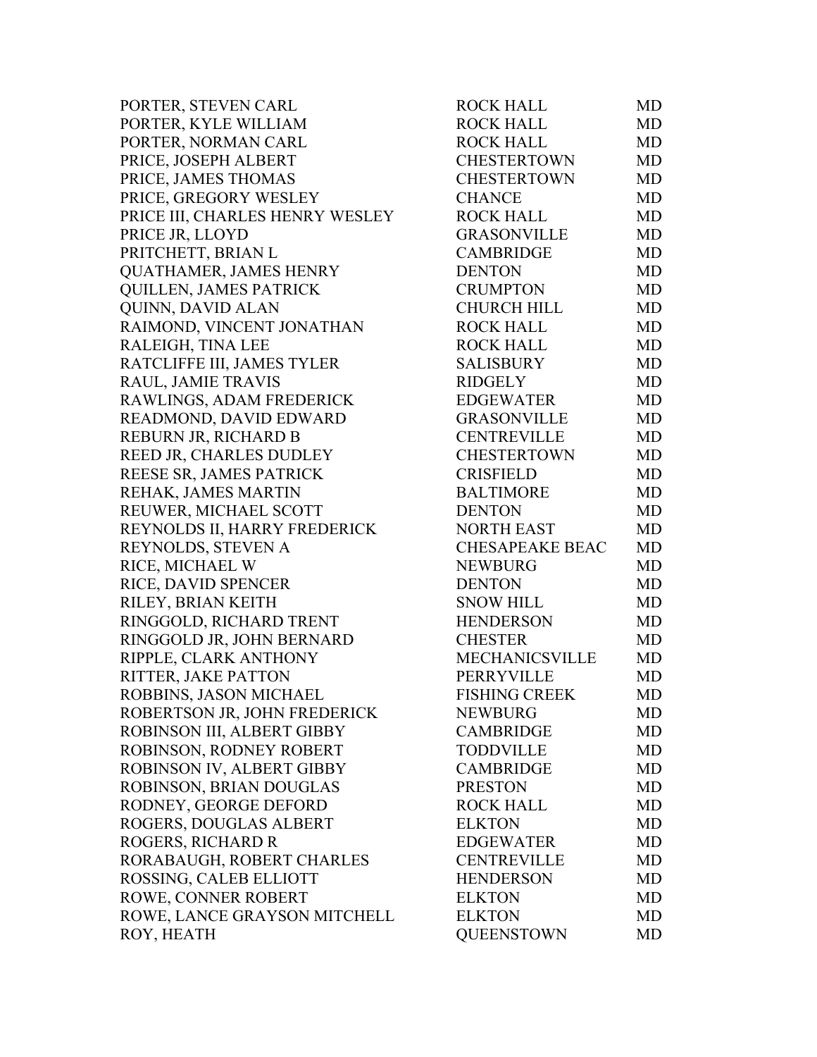| | | |
|---|---|---|
| PORTER, STEVEN CARL | ROCK HALL | MD |
| PORTER, KYLE WILLIAM | ROCK HALL | MD |
| PORTER, NORMAN CARL | ROCK HALL | MD |
| PRICE, JOSEPH ALBERT | CHESTERTOWN | MD |
| PRICE, JAMES THOMAS | CHESTERTOWN | MD |
| PRICE, GREGORY WESLEY | CHANCE | MD |
| PRICE III, CHARLES HENRY WESLEY | ROCK HALL | MD |
| PRICE JR, LLOYD | GRASONVILLE | MD |
| PRITCHETT, BRIAN L | CAMBRIDGE | MD |
| QUATHAMER, JAMES HENRY | DENTON | MD |
| QUILLEN, JAMES PATRICK | CRUMPTON | MD |
| QUINN, DAVID ALAN | CHURCH HILL | MD |
| RAIMOND, VINCENT JONATHAN | ROCK HALL | MD |
| RALEIGH, TINA LEE | ROCK HALL | MD |
| RATCLIFFE III, JAMES TYLER | SALISBURY | MD |
| RAUL, JAMIE TRAVIS | RIDGELY | MD |
| RAWLINGS, ADAM FREDERICK | EDGEWATER | MD |
| READMOND, DAVID EDWARD | GRASONVILLE | MD |
| REBURN JR, RICHARD B | CENTREVILLE | MD |
| REED JR, CHARLES DUDLEY | CHESTERTOWN | MD |
| REESE SR, JAMES PATRICK | CRISFIELD | MD |
| REHAK, JAMES MARTIN | BALTIMORE | MD |
| REUWER, MICHAEL SCOTT | DENTON | MD |
| REYNOLDS II, HARRY FREDERICK | NORTH EAST | MD |
| REYNOLDS, STEVEN A | CHESAPEAKE BEAC | MD |
| RICE, MICHAEL W | NEWBURG | MD |
| RICE, DAVID SPENCER | DENTON | MD |
| RILEY, BRIAN KEITH | SNOW HILL | MD |
| RINGGOLD, RICHARD TRENT | HENDERSON | MD |
| RINGGOLD JR, JOHN BERNARD | CHESTER | MD |
| RIPPLE, CLARK ANTHONY | MECHANICSVILLE | MD |
| RITTER, JAKE PATTON | PERRYVILLE | MD |
| ROBBINS, JASON MICHAEL | FISHING CREEK | MD |
| ROBERTSON JR, JOHN FREDERICK | NEWBURG | MD |
| ROBINSON III, ALBERT GIBBY | CAMBRIDGE | MD |
| ROBINSON, RODNEY ROBERT | TODDVILLE | MD |
| ROBINSON IV, ALBERT GIBBY | CAMBRIDGE | MD |
| ROBINSON, BRIAN DOUGLAS | PRESTON | MD |
| RODNEY, GEORGE DEFORD | ROCK HALL | MD |
| ROGERS, DOUGLAS ALBERT | ELKTON | MD |
| ROGERS, RICHARD R | EDGEWATER | MD |
| RORABAUGH, ROBERT CHARLES | CENTREVILLE | MD |
| ROSSING, CALEB ELLIOTT | HENDERSON | MD |
| ROWE, CONNER ROBERT | ELKTON | MD |
| ROWE, LANCE GRAYSON MITCHELL | ELKTON | MD |
| ROY, HEATH | QUEENSTOWN | MD |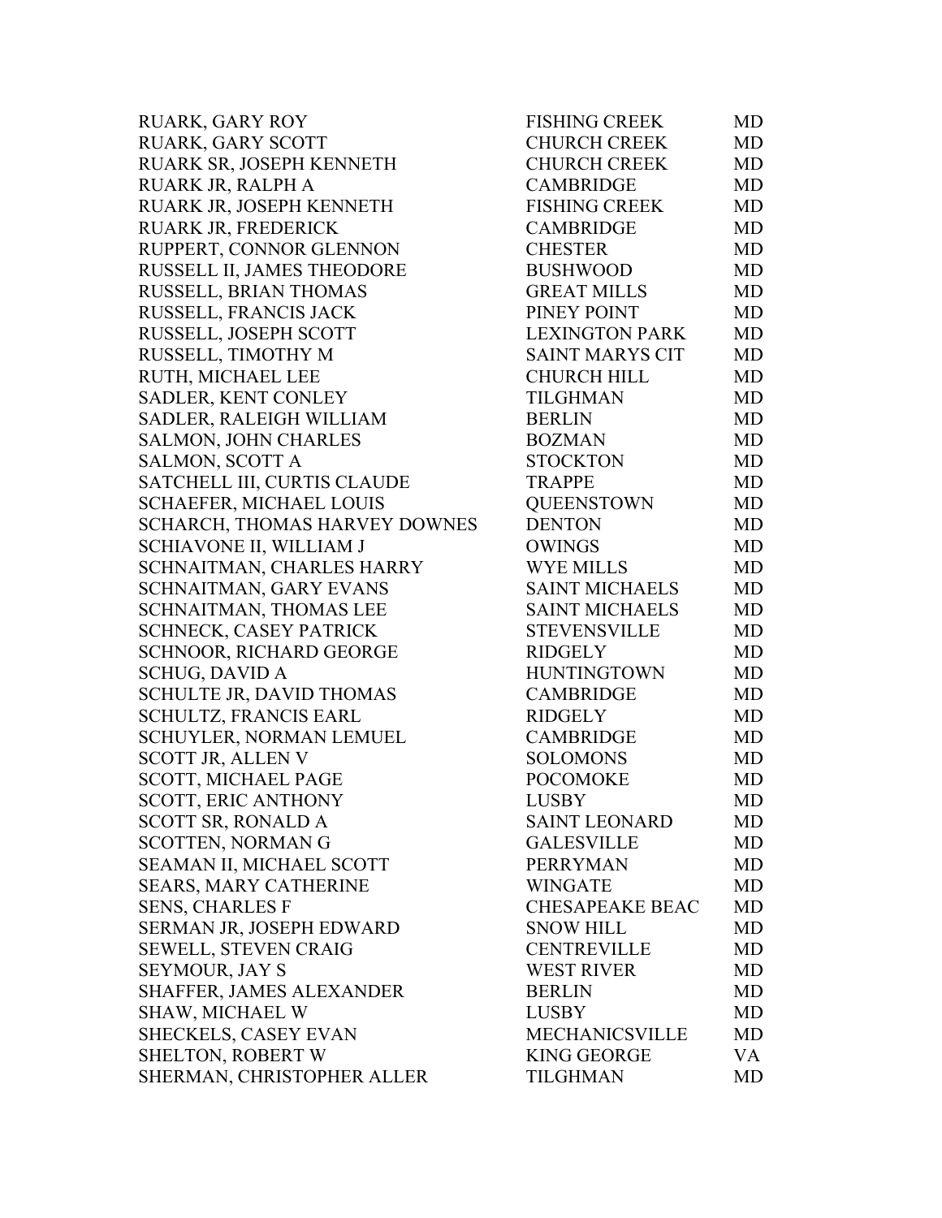| | | |
|---|---|---|
| RUARK, GARY ROY | FISHING CREEK | MD |
| RUARK, GARY SCOTT | CHURCH CREEK | MD |
| RUARK SR, JOSEPH KENNETH | CHURCH CREEK | MD |
| RUARK JR, RALPH A | CAMBRIDGE | MD |
| RUARK JR, JOSEPH KENNETH | FISHING CREEK | MD |
| RUARK JR, FREDERICK | CAMBRIDGE | MD |
| RUPPERT, CONNOR GLENNON | CHESTER | MD |
| RUSSELL II, JAMES THEODORE | BUSHWOOD | MD |
| RUSSELL, BRIAN THOMAS | GREAT MILLS | MD |
| RUSSELL, FRANCIS JACK | PINEY POINT | MD |
| RUSSELL, JOSEPH SCOTT | LEXINGTON PARK | MD |
| RUSSELL, TIMOTHY M | SAINT MARYS CIT | MD |
| RUTH, MICHAEL LEE | CHURCH HILL | MD |
| SADLER, KENT CONLEY | TILGHMAN | MD |
| SADLER, RALEIGH WILLIAM | BERLIN | MD |
| SALMON, JOHN CHARLES | BOZMAN | MD |
| SALMON, SCOTT A | STOCKTON | MD |
| SATCHELL III, CURTIS CLAUDE | TRAPPE | MD |
| SCHAEFER, MICHAEL LOUIS | QUEENSTOWN | MD |
| SCHARCH, THOMAS HARVEY DOWNES | DENTON | MD |
| SCHIAVONE II, WILLIAM J | OWINGS | MD |
| SCHNAITMAN, CHARLES HARRY | WYE MILLS | MD |
| SCHNAITMAN, GARY EVANS | SAINT MICHAELS | MD |
| SCHNAITMAN, THOMAS LEE | SAINT MICHAELS | MD |
| SCHNECK, CASEY PATRICK | STEVENSVILLE | MD |
| SCHNOOR, RICHARD GEORGE | RIDGELY | MD |
| SCHUG, DAVID A | HUNTINGTOWN | MD |
| SCHULTE JR, DAVID THOMAS | CAMBRIDGE | MD |
| SCHULTZ, FRANCIS EARL | RIDGELY | MD |
| SCHUYLER, NORMAN LEMUEL | CAMBRIDGE | MD |
| SCOTT JR, ALLEN V | SOLOMONS | MD |
| SCOTT, MICHAEL PAGE | POCOMOKE | MD |
| SCOTT, ERIC ANTHONY | LUSBY | MD |
| SCOTT SR, RONALD A | SAINT LEONARD | MD |
| SCOTTEN, NORMAN G | GALESVILLE | MD |
| SEAMAN II, MICHAEL SCOTT | PERRYMAN | MD |
| SEARS, MARY CATHERINE | WINGATE | MD |
| SENS, CHARLES F | CHESAPEAKE BEAC | MD |
| SERMAN JR, JOSEPH EDWARD | SNOW HILL | MD |
| SEWELL, STEVEN CRAIG | CENTREVILLE | MD |
| SEYMOUR, JAY S | WEST RIVER | MD |
| SHAFFER, JAMES ALEXANDER | BERLIN | MD |
| SHAW, MICHAEL W | LUSBY | MD |
| SHECKELS, CASEY EVAN | MECHANICSVILLE | MD |
| SHELTON, ROBERT W | KING GEORGE | VA |
| SHERMAN, CHRISTOPHER ALLER | TILGHMAN | MD |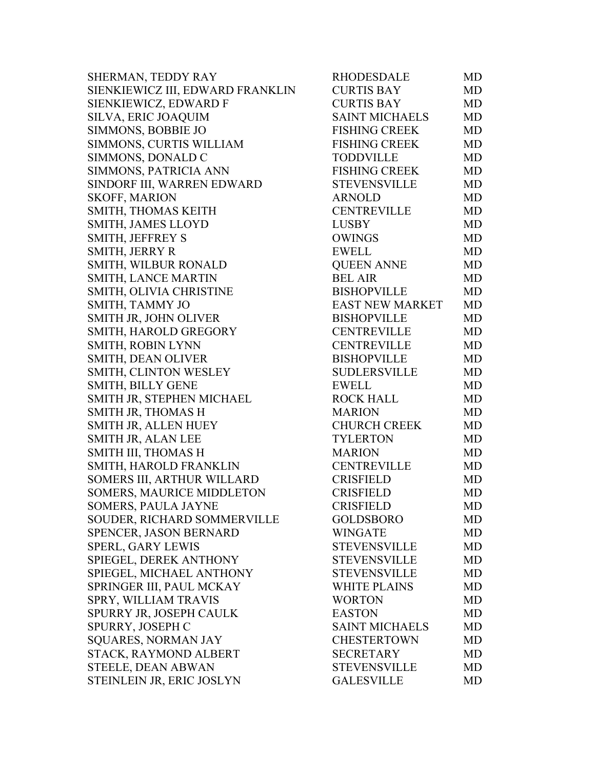| | | |
|---|---|---|
| SHERMAN, TEDDY RAY | RHODESDALE | MD |
| SIENKIEWICZ III, EDWARD FRANKLIN | CURTIS BAY | MD |
| SIENKIEWICZ, EDWARD F | CURTIS BAY | MD |
| SILVA, ERIC JOAQUIM | SAINT MICHAELS | MD |
| SIMMONS, BOBBIE JO | FISHING CREEK | MD |
| SIMMONS, CURTIS WILLIAM | FISHING CREEK | MD |
| SIMMONS, DONALD C | TODDVILLE | MD |
| SIMMONS, PATRICIA ANN | FISHING CREEK | MD |
| SINDORF III, WARREN EDWARD | STEVENSVILLE | MD |
| SKOFF, MARION | ARNOLD | MD |
| SMITH, THOMAS KEITH | CENTREVILLE | MD |
| SMITH, JAMES LLOYD | LUSBY | MD |
| SMITH, JEFFREY S | OWINGS | MD |
| SMITH, JERRY R | EWELL | MD |
| SMITH, WILBUR RONALD | QUEEN ANNE | MD |
| SMITH, LANCE MARTIN | BEL AIR | MD |
| SMITH, OLIVIA CHRISTINE | BISHOPVILLE | MD |
| SMITH, TAMMY JO | EAST NEW MARKET | MD |
| SMITH JR, JOHN OLIVER | BISHOPVILLE | MD |
| SMITH, HAROLD GREGORY | CENTREVILLE | MD |
| SMITH, ROBIN LYNN | CENTREVILLE | MD |
| SMITH, DEAN OLIVER | BISHOPVILLE | MD |
| SMITH, CLINTON WESLEY | SUDLERSVILLE | MD |
| SMITH, BILLY GENE | EWELL | MD |
| SMITH JR, STEPHEN MICHAEL | ROCK HALL | MD |
| SMITH JR, THOMAS H | MARION | MD |
| SMITH JR, ALLEN HUEY | CHURCH CREEK | MD |
| SMITH JR, ALAN LEE | TYLERTON | MD |
| SMITH III, THOMAS H | MARION | MD |
| SMITH, HAROLD FRANKLIN | CENTREVILLE | MD |
| SOMERS III, ARTHUR WILLARD | CRISFIELD | MD |
| SOMERS, MAURICE MIDDLETON | CRISFIELD | MD |
| SOMERS, PAULA JAYNE | CRISFIELD | MD |
| SOUDER, RICHARD SOMMERVILLE | GOLDSBORO | MD |
| SPENCER, JASON BERNARD | WINGATE | MD |
| SPERL, GARY LEWIS | STEVENSVILLE | MD |
| SPIEGEL, DEREK ANTHONY | STEVENSVILLE | MD |
| SPIEGEL, MICHAEL ANTHONY | STEVENSVILLE | MD |
| SPRINGER III, PAUL MCKAY | WHITE PLAINS | MD |
| SPRY, WILLIAM TRAVIS | WORTON | MD |
| SPURRY JR, JOSEPH CAULK | EASTON | MD |
| SPURRY, JOSEPH C | SAINT MICHAELS | MD |
| SQUARES, NORMAN JAY | CHESTERTOWN | MD |
| STACK, RAYMOND ALBERT | SECRETARY | MD |
| STEELE, DEAN ABWAN | STEVENSVILLE | MD |
| STEINLEIN JR, ERIC JOSLYN | GALESVILLE | MD |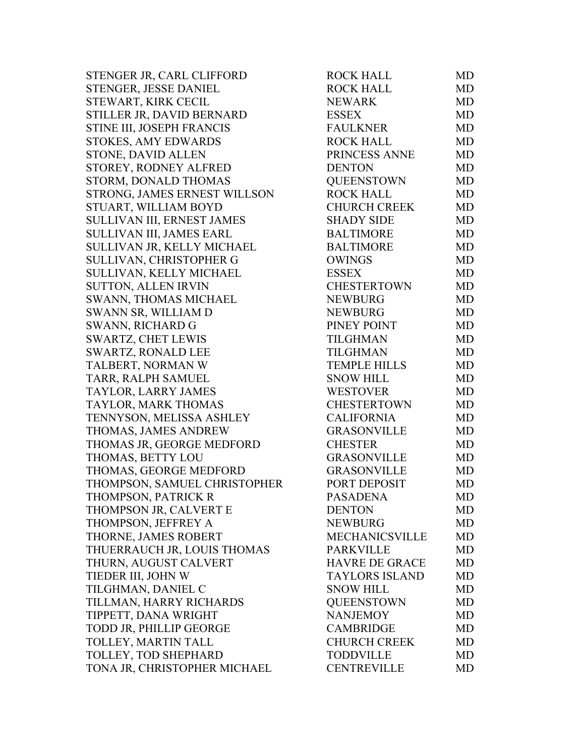| | | |
|---|---|---|
| STENGER JR, CARL CLIFFORD | ROCK HALL | MD |
| STENGER, JESSE DANIEL | ROCK HALL | MD |
| STEWART, KIRK CECIL | NEWARK | MD |
| STILLER JR, DAVID BERNARD | ESSEX | MD |
| STINE III, JOSEPH FRANCIS | FAULKNER | MD |
| STOKES, AMY EDWARDS | ROCK HALL | MD |
| STONE, DAVID ALLEN | PRINCESS ANNE | MD |
| STOREY, RODNEY ALFRED | DENTON | MD |
| STORM, DONALD THOMAS | QUEENSTOWN | MD |
| STRONG, JAMES ERNEST WILLSON | ROCK HALL | MD |
| STUART, WILLIAM BOYD | CHURCH CREEK | MD |
| SULLIVAN III, ERNEST JAMES | SHADY SIDE | MD |
| SULLIVAN III, JAMES EARL | BALTIMORE | MD |
| SULLIVAN JR, KELLY MICHAEL | BALTIMORE | MD |
| SULLIVAN, CHRISTOPHER G | OWINGS | MD |
| SULLIVAN, KELLY MICHAEL | ESSEX | MD |
| SUTTON, ALLEN IRVIN | CHESTERTOWN | MD |
| SWANN, THOMAS MICHAEL | NEWBURG | MD |
| SWANN SR, WILLIAM D | NEWBURG | MD |
| SWANN, RICHARD G | PINEY POINT | MD |
| SWARTZ, CHET LEWIS | TILGHMAN | MD |
| SWARTZ, RONALD LEE | TILGHMAN | MD |
| TALBERT, NORMAN W | TEMPLE HILLS | MD |
| TARR, RALPH SAMUEL | SNOW HILL | MD |
| TAYLOR, LARRY JAMES | WESTOVER | MD |
| TAYLOR, MARK THOMAS | CHESTERTOWN | MD |
| TENNYSON, MELISSA ASHLEY | CALIFORNIA | MD |
| THOMAS, JAMES ANDREW | GRASONVILLE | MD |
| THOMAS JR, GEORGE MEDFORD | CHESTER | MD |
| THOMAS, BETTY LOU | GRASONVILLE | MD |
| THOMAS, GEORGE MEDFORD | GRASONVILLE | MD |
| THOMPSON, SAMUEL CHRISTOPHER | PORT DEPOSIT | MD |
| THOMPSON, PATRICK R | PASADENA | MD |
| THOMPSON JR, CALVERT E | DENTON | MD |
| THOMPSON, JEFFREY A | NEWBURG | MD |
| THORNE, JAMES ROBERT | MECHANICSVILLE | MD |
| THUERRAUCH JR, LOUIS THOMAS | PARKVILLE | MD |
| THURN, AUGUST CALVERT | HAVRE DE GRACE | MD |
| TIEDER III, JOHN W | TAYLORS ISLAND | MD |
| TILGHMAN, DANIEL C | SNOW HILL | MD |
| TILLMAN, HARRY RICHARDS | QUEENSTOWN | MD |
| TIPPETT, DANA WRIGHT | NANJEMOY | MD |
| TODD JR, PHILLIP GEORGE | CAMBRIDGE | MD |
| TOLLEY, MARTIN TALL | CHURCH CREEK | MD |
| TOLLEY, TOD SHEPHARD | TODDVILLE | MD |
| TONA JR, CHRISTOPHER MICHAEL | CENTREVILLE | MD |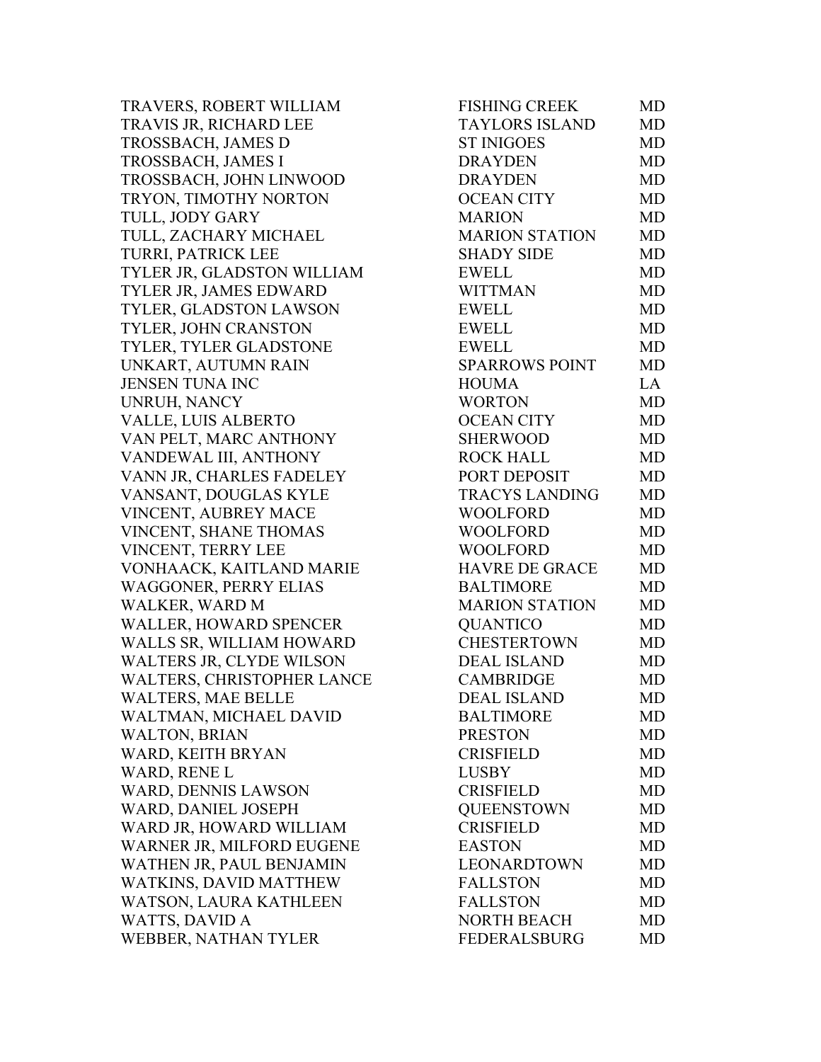| | | |
|---|---|---|
| TRAVERS, ROBERT WILLIAM | FISHING CREEK | MD |
| TRAVIS JR, RICHARD LEE | TAYLORS ISLAND | MD |
| TROSSBACH, JAMES D | ST INIGOES | MD |
| TROSSBACH, JAMES I | DRAYDEN | MD |
| TROSSBACH, JOHN LINWOOD | DRAYDEN | MD |
| TRYON, TIMOTHY NORTON | OCEAN CITY | MD |
| TULL, JODY GARY | MARION | MD |
| TULL, ZACHARY MICHAEL | MARION STATION | MD |
| TURRI, PATRICK LEE | SHADY SIDE | MD |
| TYLER JR, GLADSTON WILLIAM | EWELL | MD |
| TYLER JR, JAMES EDWARD | WITTMAN | MD |
| TYLER, GLADSTON LAWSON | EWELL | MD |
| TYLER, JOHN CRANSTON | EWELL | MD |
| TYLER, TYLER GLADSTONE | EWELL | MD |
| UNKART, AUTUMN RAIN | SPARROWS POINT | MD |
| JENSEN TUNA INC | HOUMA | LA |
| UNRUH, NANCY | WORTON | MD |
| VALLE, LUIS ALBERTO | OCEAN CITY | MD |
| VAN PELT, MARC ANTHONY | SHERWOOD | MD |
| VANDEWAL III, ANTHONY | ROCK HALL | MD |
| VANN JR, CHARLES FADELEY | PORT DEPOSIT | MD |
| VANSANT, DOUGLAS KYLE | TRACYS LANDING | MD |
| VINCENT, AUBREY MACE | WOOLFORD | MD |
| VINCENT, SHANE THOMAS | WOOLFORD | MD |
| VINCENT, TERRY LEE | WOOLFORD | MD |
| VONHAACK, KAITLAND MARIE | HAVRE DE GRACE | MD |
| WAGGONER, PERRY ELIAS | BALTIMORE | MD |
| WALKER, WARD M | MARION STATION | MD |
| WALLER, HOWARD SPENCER | QUANTICO | MD |
| WALLS SR, WILLIAM HOWARD | CHESTERTOWN | MD |
| WALTERS JR, CLYDE WILSON | DEAL ISLAND | MD |
| WALTERS, CHRISTOPHER LANCE | CAMBRIDGE | MD |
| WALTERS, MAE BELLE | DEAL ISLAND | MD |
| WALTMAN, MICHAEL DAVID | BALTIMORE | MD |
| WALTON, BRIAN | PRESTON | MD |
| WARD, KEITH BRYAN | CRISFIELD | MD |
| WARD, RENE L | LUSBY | MD |
| WARD, DENNIS LAWSON | CRISFIELD | MD |
| WARD, DANIEL JOSEPH | QUEENSTOWN | MD |
| WARD JR, HOWARD WILLIAM | CRISFIELD | MD |
| WARNER JR, MILFORD EUGENE | EASTON | MD |
| WATHEN JR, PAUL BENJAMIN | LEONARDTOWN | MD |
| WATKINS, DAVID MATTHEW | FALLSTON | MD |
| WATSON, LAURA KATHLEEN | FALLSTON | MD |
| WATTS, DAVID A | NORTH BEACH | MD |
| WEBBER, NATHAN TYLER | FEDERALSBURG | MD |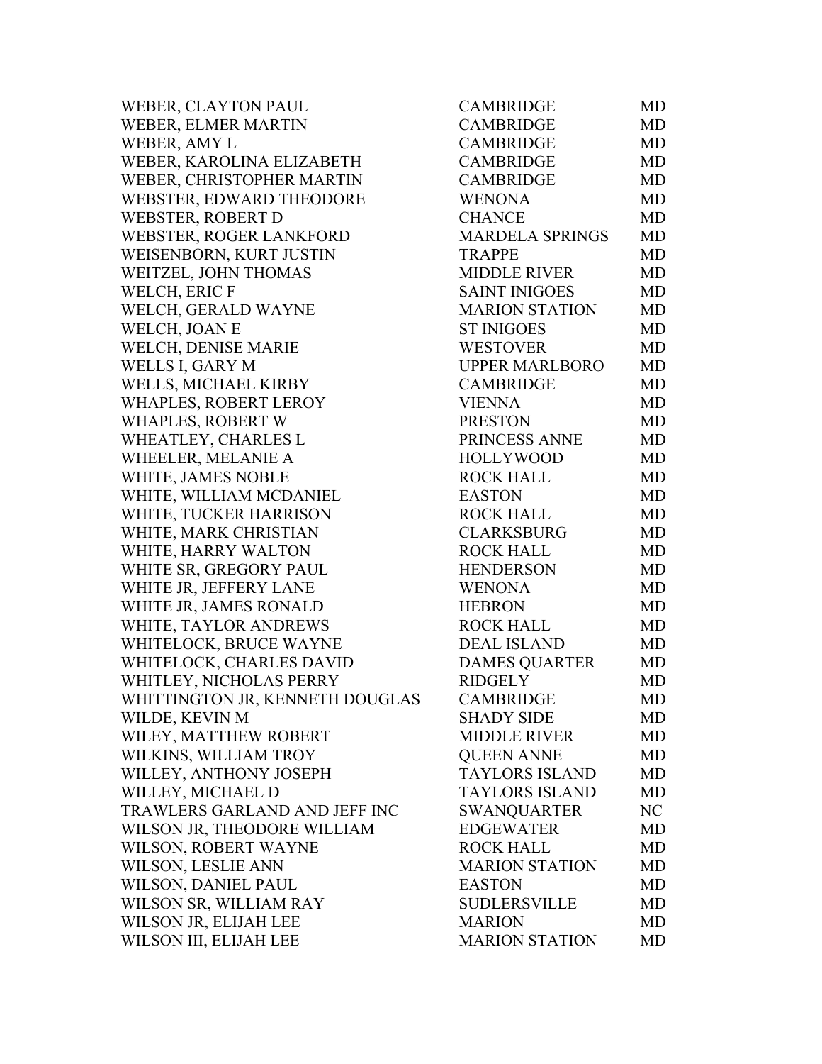| | | |
|---|---|---|
| WEBER, CLAYTON PAUL | CAMBRIDGE | MD |
| WEBER, ELMER MARTIN | CAMBRIDGE | MD |
| WEBER, AMY L | CAMBRIDGE | MD |
| WEBER, KAROLINA ELIZABETH | CAMBRIDGE | MD |
| WEBER, CHRISTOPHER MARTIN | CAMBRIDGE | MD |
| WEBSTER, EDWARD THEODORE | WENONA | MD |
| WEBSTER, ROBERT D | CHANCE | MD |
| WEBSTER, ROGER LANKFORD | MARDELA SPRINGS | MD |
| WEISENBORN, KURT JUSTIN | TRAPPE | MD |
| WEITZEL, JOHN THOMAS | MIDDLE RIVER | MD |
| WELCH, ERIC F | SAINT INIGOES | MD |
| WELCH, GERALD WAYNE | MARION STATION | MD |
| WELCH, JOAN E | ST INIGOES | MD |
| WELCH, DENISE MARIE | WESTOVER | MD |
| WELLS I, GARY M | UPPER MARLBORO | MD |
| WELLS, MICHAEL KIRBY | CAMBRIDGE | MD |
| WHAPLES, ROBERT LEROY | VIENNA | MD |
| WHAPLES, ROBERT W | PRESTON | MD |
| WHEATLEY, CHARLES L | PRINCESS ANNE | MD |
| WHEELER, MELANIE A | HOLLYWOOD | MD |
| WHITE, JAMES NOBLE | ROCK HALL | MD |
| WHITE, WILLIAM MCDANIEL | EASTON | MD |
| WHITE, TUCKER HARRISON | ROCK HALL | MD |
| WHITE, MARK CHRISTIAN | CLARKSBURG | MD |
| WHITE, HARRY WALTON | ROCK HALL | MD |
| WHITE SR, GREGORY PAUL | HENDERSON | MD |
| WHITE JR, JEFFERY LANE | WENONA | MD |
| WHITE JR, JAMES RONALD | HEBRON | MD |
| WHITE, TAYLOR ANDREWS | ROCK HALL | MD |
| WHITELOCK, BRUCE WAYNE | DEAL ISLAND | MD |
| WHITELOCK, CHARLES DAVID | DAMES QUARTER | MD |
| WHITLEY, NICHOLAS PERRY | RIDGELY | MD |
| WHITTINGTON JR, KENNETH DOUGLAS | CAMBRIDGE | MD |
| WILDE, KEVIN M | SHADY SIDE | MD |
| WILEY, MATTHEW ROBERT | MIDDLE RIVER | MD |
| WILKINS, WILLIAM TROY | QUEEN ANNE | MD |
| WILLEY, ANTHONY JOSEPH | TAYLORS ISLAND | MD |
| WILLEY, MICHAEL D | TAYLORS ISLAND | MD |
| TRAWLERS GARLAND AND JEFF INC | SWANQUARTER | NC |
| WILSON JR, THEODORE WILLIAM | EDGEWATER | MD |
| WILSON, ROBERT WAYNE | ROCK HALL | MD |
| WILSON, LESLIE ANN | MARION STATION | MD |
| WILSON, DANIEL PAUL | EASTON | MD |
| WILSON SR, WILLIAM RAY | SUDLERSVILLE | MD |
| WILSON JR, ELIJAH LEE | MARION | MD |
| WILSON III, ELIJAH LEE | MARION STATION | MD |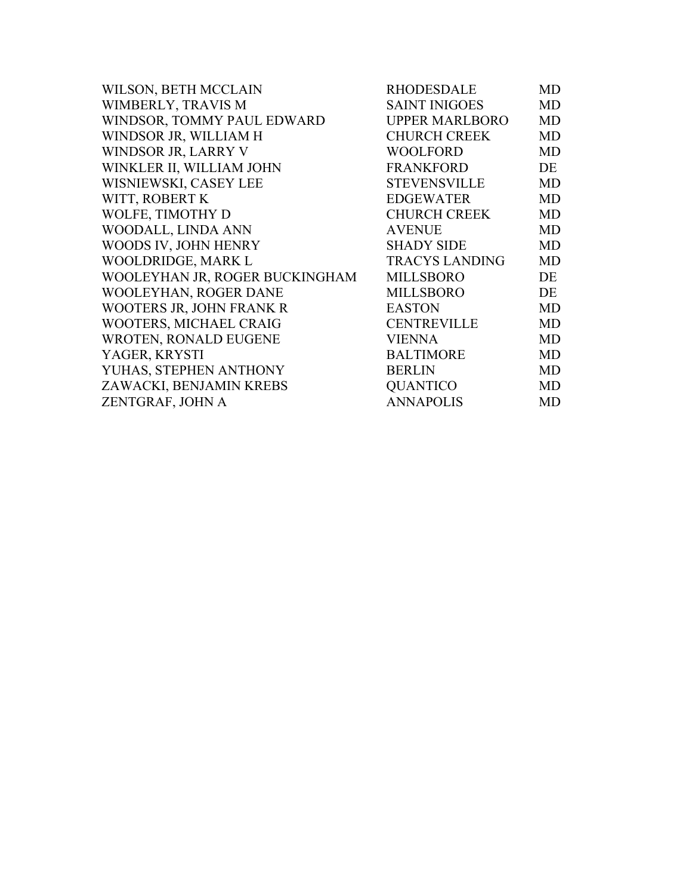| | | |
|---|---|---|
| WILSON, BETH MCCLAIN | RHODESDALE | MD |
| WIMBERLY, TRAVIS M | SAINT INIGOES | MD |
| WINDSOR, TOMMY PAUL EDWARD | UPPER MARLBORO | MD |
| WINDSOR JR, WILLIAM H | CHURCH CREEK | MD |
| WINDSOR JR, LARRY V | WOOLFORD | MD |
| WINKLER II, WILLIAM JOHN | FRANKFORD | DE |
| WISNIEWSKI, CASEY LEE | STEVENSVILLE | MD |
| WITT, ROBERT K | EDGEWATER | MD |
| WOLFE, TIMOTHY D | CHURCH CREEK | MD |
| WOODALL, LINDA ANN | AVENUE | MD |
| WOODS IV, JOHN HENRY | SHADY SIDE | MD |
| WOOLDRIDGE, MARK L | TRACYS LANDING | MD |
| WOOLEYHAN JR, ROGER BUCKINGHAM | MILLSBORO | DE |
| WOOLEYHAN, ROGER DANE | MILLSBORO | DE |
| WOOTERS JR, JOHN FRANK R | EASTON | MD |
| WOOTERS, MICHAEL CRAIG | CENTREVILLE | MD |
| WROTEN, RONALD EUGENE | VIENNA | MD |
| YAGER, KRYSTI | BALTIMORE | MD |
| YUHAS, STEPHEN ANTHONY | BERLIN | MD |
| ZAWACKI, BENJAMIN KREBS | QUANTICO | MD |
| ZENTGRAF, JOHN A | ANNAPOLIS | MD |